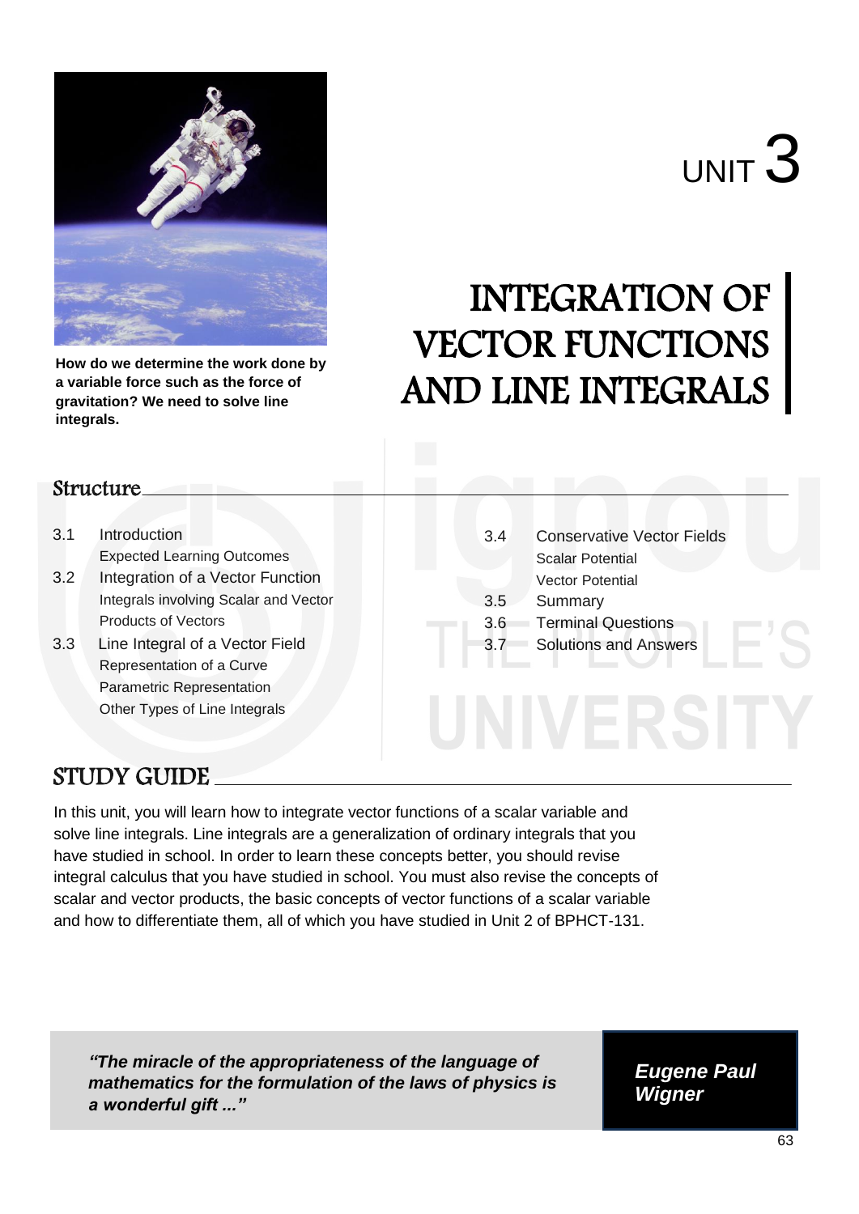How do we determine the work done by a variable force such as the force of gravitation? We need to solve line integrals.

# UNIT 3

# INTEGRATION OF VECTOR FUNCTIONS AND LINE INTEGRALS

## Structure

3.1 Introduction
- Expected Learning Outcomes

3.2 Integration of a Vector Function
- Integrals involving Scalar and Vector Products of Vectors

3.3 Line Integral of a Vector Field
- Representation of a Curve
- Parametric Representation
- Other Types of Line Integrals

3.4 Conservative Vector Fields
- Scalar Potential
- Vector Potential

3.5 Summary

3.6 Terminal Questions

3.7 Solutions and Answers

## STUDY GUIDE

In this unit, you will learn how to integrate vector functions of a scalar variable and solve line integrals. Line integrals are a generalization of ordinary integrals that you have studied in school. In order to learn these concepts better, you should revise integral calculus that you have studied in school. You must also revise the concepts of scalar and vector products, the basic concepts of vector functions of a scalar variable and how to differentiate them, all of which you have studied in Unit 2 of BPHCT-131.

> ***"The miracle of the appropriateness of the language of mathematics for the formulation of the laws of physics is a wonderful gift ..."***
>
> ***Eugene Paul Wigner***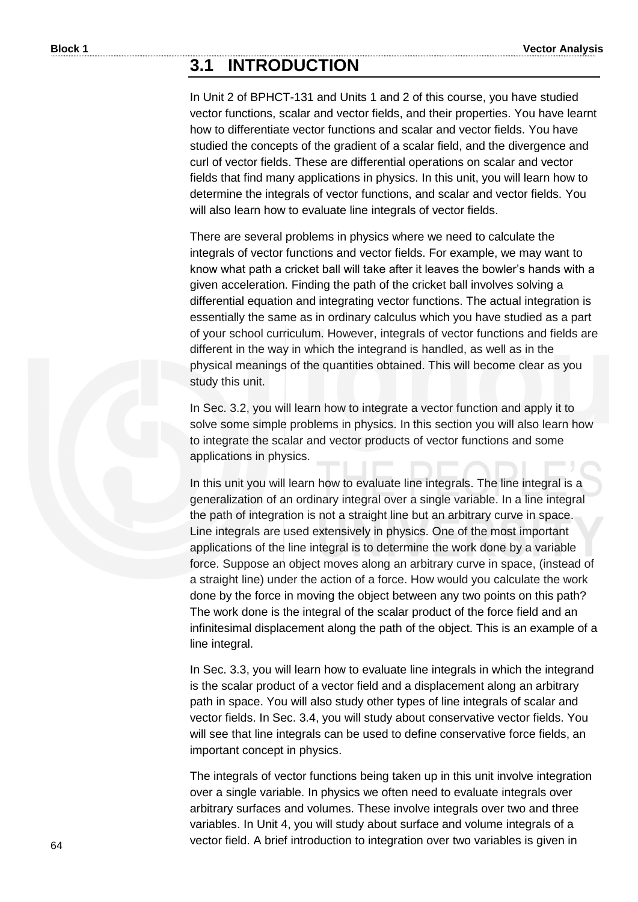## 3.1 INTRODUCTION

In Unit 2 of BPHCT-131 and Units 1 and 2 of this course, you have studied vector functions, scalar and vector fields, and their properties. You have learnt how to differentiate vector functions and scalar and vector fields. You have studied the concepts of the gradient of a scalar field, and the divergence and curl of vector fields. These are differential operations on scalar and vector fields that find many applications in physics. In this unit, you will learn how to determine the integrals of vector functions, and scalar and vector fields. You will also learn how to evaluate line integrals of vector fields.

There are several problems in physics where we need to calculate the integrals of vector functions and vector fields. For example, we may want to know what path a cricket ball will take after it leaves the bowler's hands with a given acceleration. Finding the path of the cricket ball involves solving a differential equation and integrating vector functions. The actual integration is essentially the same as in ordinary calculus which you have studied as a part of your school curriculum. However, integrals of vector functions and fields are different in the way in which the integrand is handled, as well as in the physical meanings of the quantities obtained. This will become clear as you study this unit.

In Sec. 3.2, you will learn how to integrate a vector function and apply it to solve some simple problems in physics. In this section you will also learn how to integrate the scalar and vector products of vector functions and some applications in physics.

In this unit you will learn how to evaluate line integrals. The line integral is a generalization of an ordinary integral over a single variable. In a line integral the path of integration is not a straight line but an arbitrary curve in space. Line integrals are used extensively in physics. One of the most important applications of the line integral is to determine the work done by a variable force. Suppose an object moves along an arbitrary curve in space, (instead of a straight line) under the action of a force. How would you calculate the work done by the force in moving the object between any two points on this path? The work done is the integral of the scalar product of the force field and an infinitesimal displacement along the path of the object. This is an example of a line integral.

In Sec. 3.3, you will learn how to evaluate line integrals in which the integrand is the scalar product of a vector field and a displacement along an arbitrary path in space. You will also study other types of line integrals of scalar and vector fields. In Sec. 3.4, you will study about conservative vector fields. You will see that line integrals can be used to define conservative force fields, an important concept in physics.

The integrals of vector functions being taken up in this unit involve integration over a single variable. In physics we often need to evaluate integrals over arbitrary surfaces and volumes. These involve integrals over two and three variables. In Unit 4, you will study about surface and volume integrals of a vector field. A brief introduction to integration over two variables is given in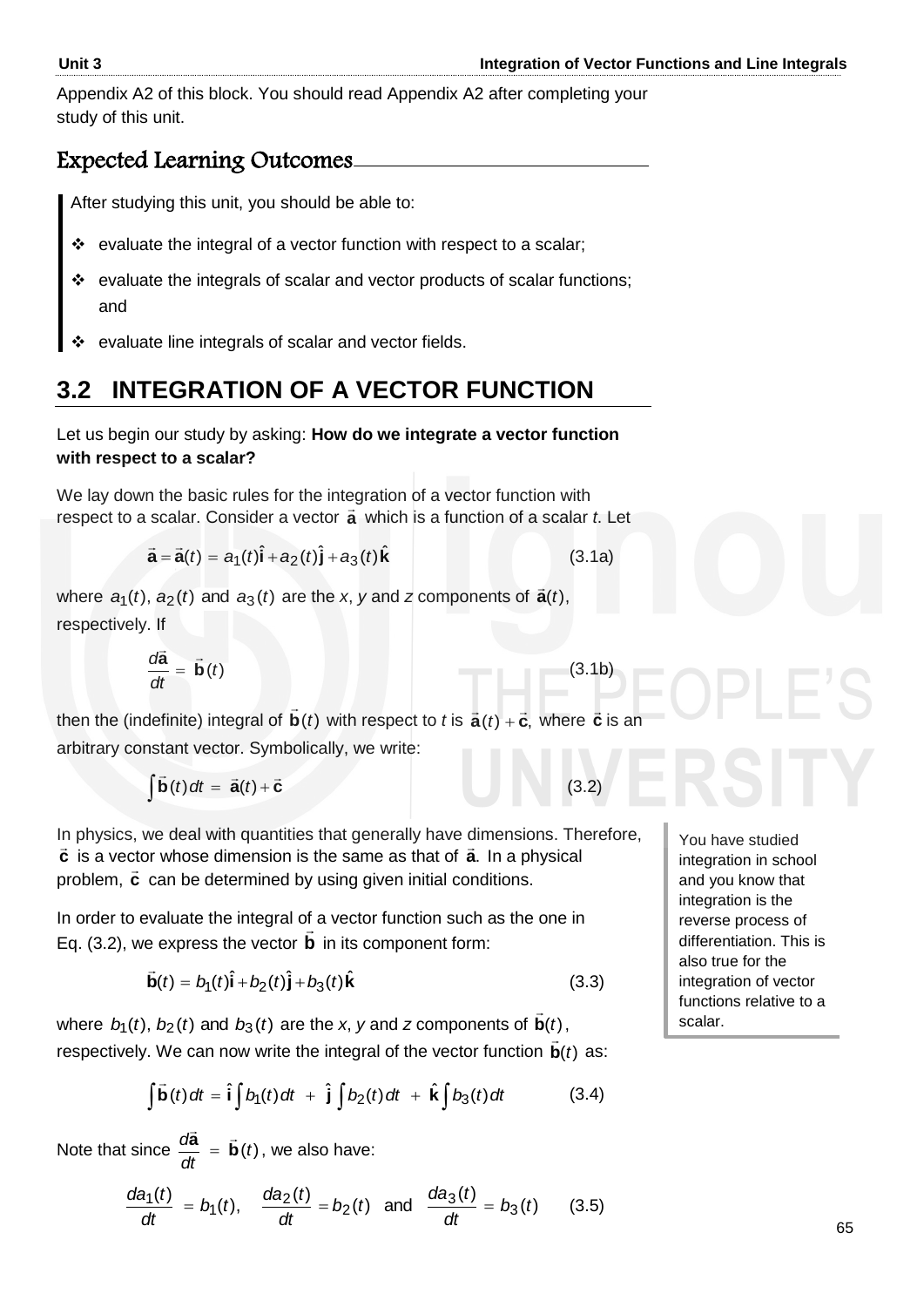Appendix A2 of this block. You should read Appendix A2 after completing your study of this unit.

## Expected Learning Outcomes

After studying this unit, you should be able to:

- evaluate the integral of a vector function with respect to a scalar;
- evaluate the integrals of scalar and vector products of scalar functions; and
- evaluate line integrals of scalar and vector fields.

## 3.2 INTEGRATION OF A VECTOR FUNCTION

Let us begin our study by asking: **How do we integrate a vector function with respect to a scalar?**

We lay down the basic rules for the integration of a vector function with respect to a scalar. Consider a vector $\vec{\mathbf{a}}$ which is a function of a scalar *t*. Let

$$\vec{\mathbf{a}} = \vec{\mathbf{a}}(t) = a_1(t)\hat{\mathbf{i}} + a_2(t)\hat{\mathbf{j}} + a_3(t)\hat{\mathbf{k}} \tag{3.1a}$$

where $a_1(t)$, $a_2(t)$ and $a_3(t)$ are the *x*, *y* and *z* components of $\vec{\mathbf{a}}(t)$, respectively. If

$$\frac{d\vec{\mathbf{a}}}{dt} = \vec{\mathbf{b}}(t) \tag{3.1b}$$

then the (indefinite) integral of $\vec{\mathbf{b}}(t)$ with respect to *t* is $\vec{\mathbf{a}}(t) + \vec{\mathbf{c}}$, where $\vec{\mathbf{c}}$ is an arbitrary constant vector. Symbolically, we write:

$$\int \vec{\mathbf{b}}(t)\,dt = \vec{\mathbf{a}}(t) + \vec{\mathbf{c}} \tag{3.2}$$

In physics, we deal with quantities that generally have dimensions. Therefore, $\vec{\mathbf{c}}$ is a vector whose dimension is the same as that of $\vec{\mathbf{a}}$. In a physical problem, $\vec{\mathbf{c}}$ can be determined by using given initial conditions.

You have studied integration in school and you know that integration is the reverse process of differentiation. This is also true for the integration of vector functions relative to a scalar.

In order to evaluate the integral of a vector function such as the one in Eq. (3.2), we express the vector $\vec{\mathbf{b}}$ in its component form:

$$\vec{\mathbf{b}}(t) = b_1(t)\hat{\mathbf{i}} + b_2(t)\hat{\mathbf{j}} + b_3(t)\hat{\mathbf{k}} \tag{3.3}$$

where $b_1(t)$, $b_2(t)$ and $b_3(t)$ are the *x*, *y* and *z* components of $\vec{\mathbf{b}}(t)$, respectively. We can now write the integral of the vector function $\vec{\mathbf{b}}(t)$ as:

$$\int \vec{\mathbf{b}}(t)\,dt = \hat{\mathbf{i}}\int b_1(t)\,dt + \hat{\mathbf{j}}\int b_2(t)\,dt + \hat{\mathbf{k}}\int b_3(t)\,dt \tag{3.4}$$

Note that since $\dfrac{d\vec{\mathbf{a}}}{dt} = \vec{\mathbf{b}}(t)$, we also have:

$$\frac{da_1(t)}{dt} = b_1(t), \quad \frac{da_2(t)}{dt} = b_2(t) \quad \text{and} \quad \frac{da_3(t)}{dt} = b_3(t) \tag{3.5}$$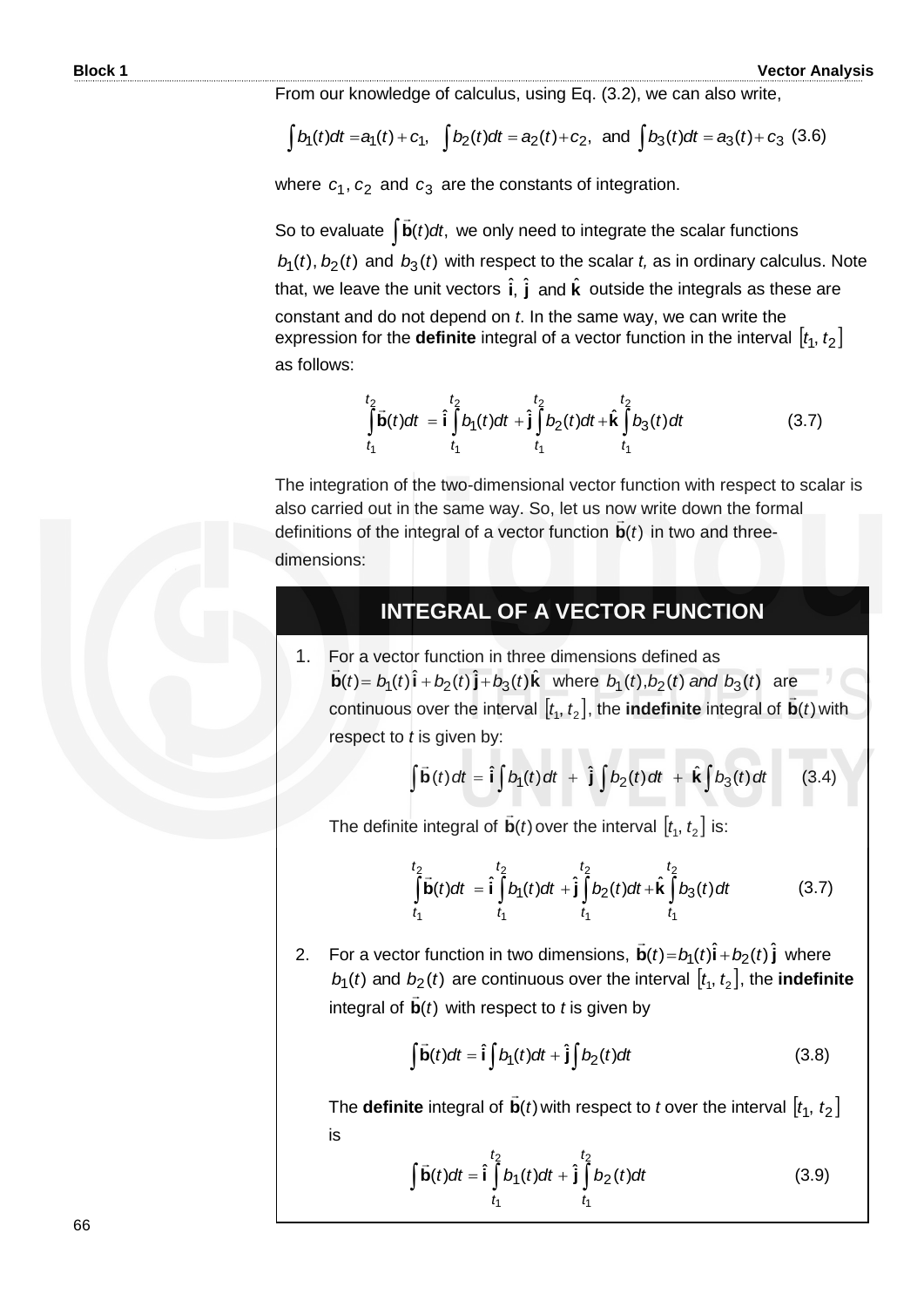From our knowledge of calculus, using Eq. (3.2), we can also write,

$$\int b_1(t)dt = a_1(t) + c_1, \quad \int b_2(t)dt = a_2(t) + c_2, \text{ and } \int b_3(t)dt = a_3(t) + c_3 \quad (3.6)$$

where $c_1, c_2$ and $c_3$ are the constants of integration.

So to evaluate $\int \vec{\mathbf{b}}(t)dt$, we only need to integrate the scalar functions $b_1(t), b_2(t)$ and $b_3(t)$ with respect to the scalar *t,* as in ordinary calculus. Note that, we leave the unit vectors $\hat{\mathbf{i}}, \hat{\mathbf{j}}$ and $\hat{\mathbf{k}}$ outside the integrals as these are constant and do not depend on *t*. In the same way, we can write the expression for the **definite** integral of a vector function in the interval $[t_1, t_2]$ as follows:

$$\int_{t_1}^{t_2} \vec{\mathbf{b}}(t)dt = \hat{\mathbf{i}}\int_{t_1}^{t_2} b_1(t)dt + \hat{\mathbf{j}}\int_{t_1}^{t_2} b_2(t)dt + \hat{\mathbf{k}}\int_{t_1}^{t_2} b_3(t)dt \quad (3.7)$$

The integration of the two-dimensional vector function with respect to scalar is also carried out in the same way. So, let us now write down the formal definitions of the integral of a vector function $\vec{\mathbf{b}}(t)$ in two and three-dimensions:

## INTEGRAL OF A VECTOR FUNCTION

1. For a vector function in three dimensions defined as $\vec{\mathbf{b}}(t) = b_1(t)\hat{\mathbf{i}} + b_2(t)\hat{\mathbf{j}} + b_3(t)\hat{\mathbf{k}}$ where $b_1(t), b_2(t)$ *and* $b_3(t)$ are continuous over the interval $[t_1, t_2]$, the **indefinite** integral of $\vec{\mathbf{b}}(t)$ with respect to *t* is given by:

$$\int \vec{\mathbf{b}}(t)\,dt = \hat{\mathbf{i}}\int b_1(t)dt + \hat{\mathbf{j}}\int b_2(t)dt + \hat{\mathbf{k}}\int b_3(t)dt \quad (3.4)$$

   The definite integral of $\vec{\mathbf{b}}(t)$ over the interval $[t_1, t_2]$ is:

$$\int_{t_1}^{t_2} \vec{\mathbf{b}}(t)dt = \hat{\mathbf{i}}\int_{t_1}^{t_2} b_1(t)dt + \hat{\mathbf{j}}\int_{t_1}^{t_2} b_2(t)dt + \hat{\mathbf{k}}\int_{t_1}^{t_2} b_3(t)dt \quad (3.7)$$

2. For a vector function in two dimensions, $\vec{\mathbf{b}}(t) = b_1(t)\hat{\mathbf{i}} + b_2(t)\hat{\mathbf{j}}$ where $b_1(t)$ and $b_2(t)$ are continuous over the interval $[t_1, t_2]$, the **indefinite** integral of $\vec{\mathbf{b}}(t)$ with respect to *t* is given by

$$\int \vec{\mathbf{b}}(t)dt = \hat{\mathbf{i}}\int b_1(t)dt + \hat{\mathbf{j}}\int b_2(t)dt \quad (3.8)$$

   The **definite** integral of $\vec{\mathbf{b}}(t)$ with respect to *t* over the interval $[t_1, t_2]$ is

$$\int \vec{\mathbf{b}}(t)dt = \hat{\mathbf{i}}\int_{t_1}^{t_2} b_1(t)dt + \hat{\mathbf{j}}\int_{t_1}^{t_2} b_2(t)dt \quad (3.9)$$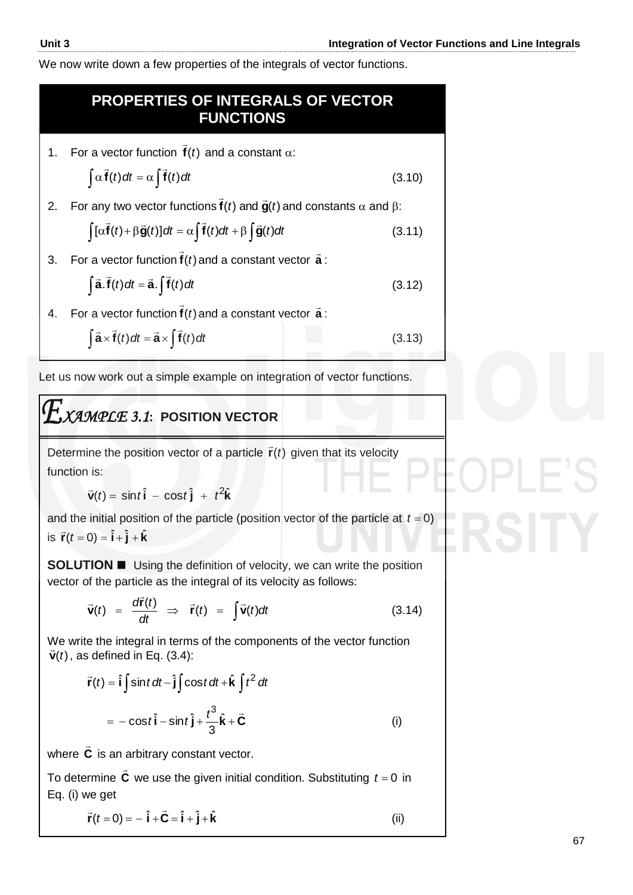We now write down a few properties of the integrals of vector functions.

## PROPERTIES OF INTEGRALS OF VECTOR FUNCTIONS

1. For a vector function $\vec{\mathbf{f}}(t)$ and a constant $\alpha$:

$$\int \alpha\, \vec{\mathbf{f}}(t)dt = \alpha \int \vec{\mathbf{f}}(t)dt \tag{3.10}$$

2. For any two vector functions $\vec{\mathbf{f}}(t)$ and $\vec{\mathbf{g}}(t)$ and constants $\alpha$ and $\beta$:

$$\int [\alpha \vec{\mathbf{f}}(t) + \beta \vec{\mathbf{g}}(t)]dt = \alpha \int \vec{\mathbf{f}}(t)dt + \beta \int \vec{\mathbf{g}}(t)dt \tag{3.11}$$

3. For a vector function $\vec{\mathbf{f}}(t)$ and a constant vector $\vec{\mathbf{a}}$:

$$\int \vec{\mathbf{a}}.\vec{\mathbf{f}}(t)dt = \vec{\mathbf{a}}.\int \vec{\mathbf{f}}(t)dt \tag{3.12}$$

4. For a vector function $\vec{\mathbf{f}}(t)$ and a constant vector $\vec{\mathbf{a}}$:

$$\int \vec{\mathbf{a}} \times \vec{\mathbf{f}}(t)dt = \vec{\mathbf{a}} \times \int \vec{\mathbf{f}}(t)dt \tag{3.13}$$

Let us now work out a simple example on integration of vector functions.

## *EXAMPLE 3.1*: POSITION VECTOR

Determine the position vector of a particle $\vec{\mathbf{r}}(t)$ given that its velocity function is:

$$\vec{\mathbf{v}}(t) = \sin t\, \hat{\mathbf{i}} - \cos t\, \hat{\mathbf{j}} + t^2 \hat{\mathbf{k}}$$

and the initial position of the particle (position vector of the particle at $t = 0$) is $\vec{\mathbf{r}}(t = 0) = \hat{\mathbf{i}} + \hat{\mathbf{j}} + \hat{\mathbf{k}}$

**SOLUTION** ■ Using the definition of velocity, we can write the position vector of the particle as the integral of its velocity as follows:

$$\vec{\mathbf{v}}(t) = \frac{d\vec{\mathbf{r}}(t)}{dt} \Rightarrow \vec{\mathbf{r}}(t) = \int \vec{\mathbf{v}}(t)dt \tag{3.14}$$

We write the integral in terms of the components of the vector function $\vec{\mathbf{v}}(t)$, as defined in Eq. (3.4):

$$\vec{\mathbf{r}}(t) = \hat{\mathbf{i}} \int \sin t\, dt - \hat{\mathbf{j}} \int \cos t\, dt + \hat{\mathbf{k}} \int t^2\, dt$$

$$= -\cos t\, \hat{\mathbf{i}} - \sin t\, \hat{\mathbf{j}} + \frac{t^3}{3} \hat{\mathbf{k}} + \vec{\mathbf{C}} \tag{i}$$

where $\vec{\mathbf{C}}$ is an arbitrary constant vector.

To determine $\vec{\mathbf{C}}$ we use the given initial condition. Substituting $t = 0$ in Eq. (i) we get

$$\vec{\mathbf{r}}(t = 0) = -\hat{\mathbf{i}} + \vec{\mathbf{C}} = \hat{\mathbf{i}} + \hat{\mathbf{j}} + \hat{\mathbf{k}} \tag{ii}$$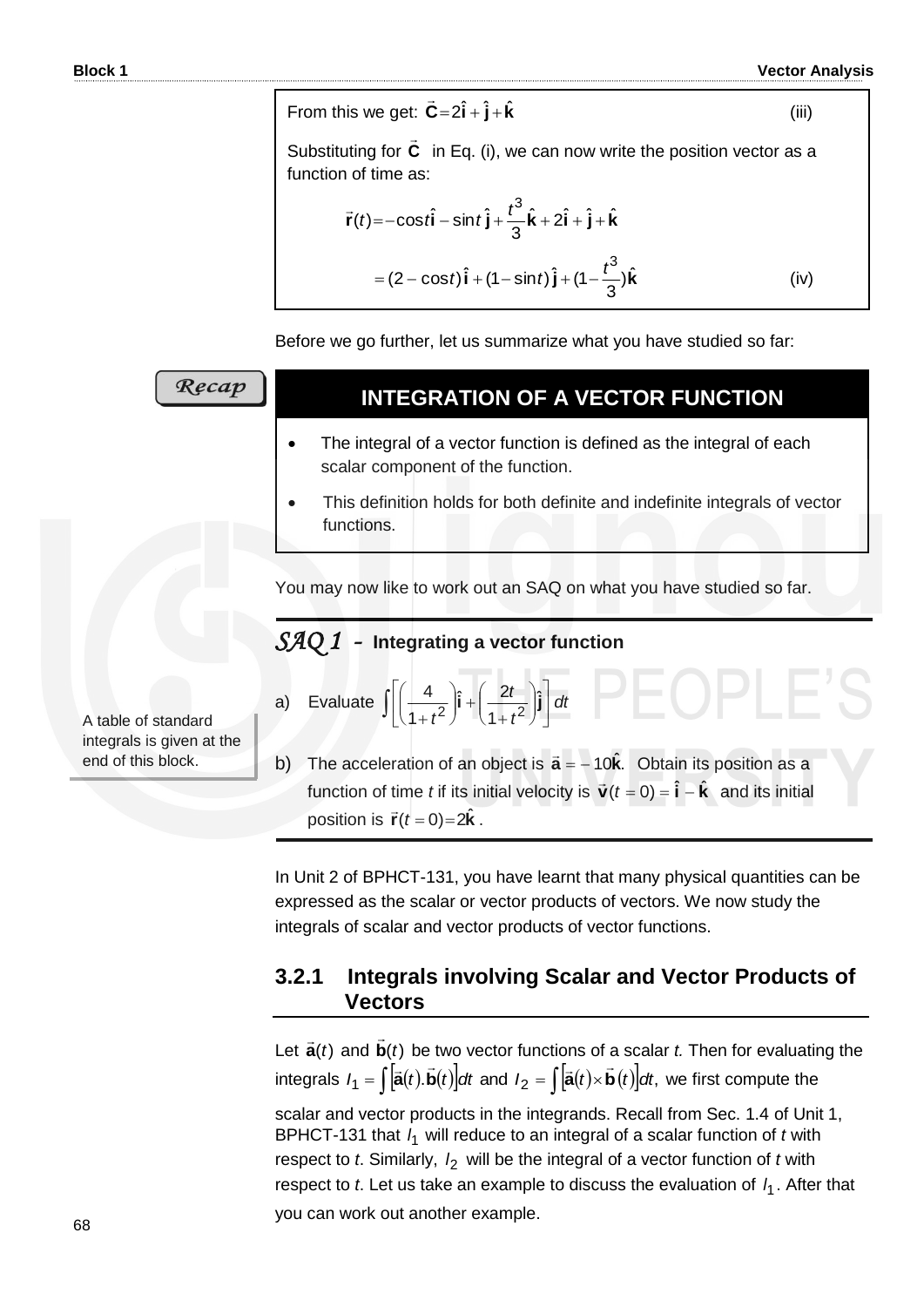From this we get: $\vec{\mathbf{C}} = 2\hat{\mathbf{i}} + \hat{\mathbf{j}} + \hat{\mathbf{k}}$ (iii)

Substituting for $\vec{\mathbf{C}}$ in Eq. (i), we can now write the position vector as a function of time as:

$$\vec{\mathbf{r}}(t) = -\cos t\,\hat{\mathbf{i}} - \sin t\,\hat{\mathbf{j}} + \frac{t^3}{3}\hat{\mathbf{k}} + 2\hat{\mathbf{i}} + \hat{\mathbf{j}} + \hat{\mathbf{k}}$$

$$= (2 - \cos t)\,\hat{\mathbf{i}} + (1 - \sin t)\,\hat{\mathbf{j}} + (1 - \frac{t^3}{3})\hat{\mathbf{k}} \qquad \text{(iv)}$$

Before we go further, let us summarize what you have studied so far:

*Recap*

## INTEGRATION OF A VECTOR FUNCTION

- The integral of a vector function is defined as the integral of each scalar component of the function.
- This definition holds for both definite and indefinite integrals of vector functions.

You may now like to work out an SAQ on what you have studied so far.

### *SAQ 1* – Integrating a vector function

A table of standard integrals is given at the end of this block.

a) Evaluate $\int \left[ \left( \frac{4}{1+t^2} \right) \hat{\mathbf{i}} + \left( \frac{2t}{1+t^2} \right) \hat{\mathbf{j}} \right] dt$

b) The acceleration of an object is $\vec{\mathbf{a}} = -10\hat{\mathbf{k}}$. Obtain its position as a function of time *t* if its initial velocity is $\vec{\mathbf{v}}(t = 0) = \hat{\mathbf{i}} - \hat{\mathbf{k}}$ and its initial position is $\vec{\mathbf{r}}(t = 0) = 2\hat{\mathbf{k}}$.

In Unit 2 of BPHCT-131, you have learnt that many physical quantities can be expressed as the scalar or vector products of vectors. We now study the integrals of scalar and vector products of vector functions.

## 3.2.1 Integrals involving Scalar and Vector Products of Vectors

Let $\vec{\mathbf{a}}(t)$ and $\vec{\mathbf{b}}(t)$ be two vector functions of a scalar *t.* Then for evaluating the integrals $I_1 = \int \left[ \vec{\mathbf{a}}(t).\vec{\mathbf{b}}(t) \right] dt$ and $I_2 = \int \left[ \vec{\mathbf{a}}(t) \times \vec{\mathbf{b}}(t) \right] dt,$ we first compute the scalar and vector products in the integrands. Recall from Sec. 1.4 of Unit 1, BPHCT-131 that $I_1$ will reduce to an integral of a scalar function of *t* with respect to *t*. Similarly, $I_2$ will be the integral of a vector function of *t* with respect to *t*. Let us take an example to discuss the evaluation of $I_1$. After that you can work out another example.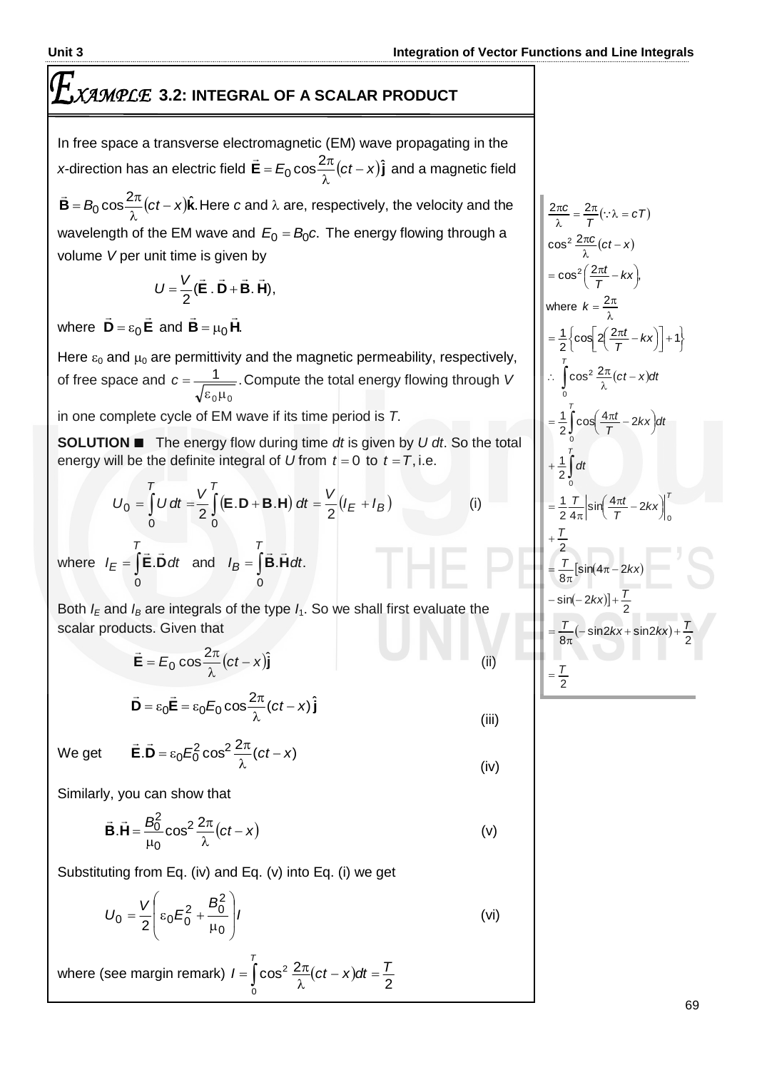## EXAMPLE 3.2: INTEGRAL OF A SCALAR PRODUCT

In free space a transverse electromagnetic (EM) wave propagating in the $x$-direction has an electric field $\vec{\mathbf{E}} = E_0 \cos\frac{2\pi}{\lambda}(ct - x)\hat{\mathbf{j}}$ and a magnetic field $\vec{\mathbf{B}} = B_0 \cos\frac{2\pi}{\lambda}(ct - x)\hat{\mathbf{k}}$. Here $c$ and $\lambda$ are, respectively, the velocity and the wavelength of the EM wave and $E_0 = B_0 c$. The energy flowing through a volume $V$ per unit time is given by

$$U = \frac{V}{2}(\vec{\mathbf{E}} \cdot \vec{\mathbf{D}} + \vec{\mathbf{B}} \cdot \vec{\mathbf{H}}),$$

where $\vec{\mathbf{D}} = \varepsilon_0 \vec{\mathbf{E}}$ and $\vec{\mathbf{B}} = \mu_0 \vec{\mathbf{H}}$.

Here $\varepsilon_0$ and $\mu_0$ are permittivity and the magnetic permeability, respectively, of free space and $c = \frac{1}{\sqrt{\varepsilon_0 \mu_0}}$. Compute the total energy flowing through $V$ in one complete cycle of EM wave if its time period is $T$.

**SOLUTION ■** The energy flow during time $dt$ is given by $U\,dt$. So the total energy will be the definite integral of $U$ from $t = 0$ to $t = T$, i.e.

$$U_0 = \int_0^T U\,dt = \frac{V}{2}\int_0^T (\mathbf{E}.\mathbf{D} + \mathbf{B}.\mathbf{H})\,dt = \frac{V}{2}(I_E + I_B) \tag{i}$$

where $I_E = \int_0^T \vec{\mathbf{E}}.\vec{\mathbf{D}}dt$ and $I_B = \int_0^T \vec{\mathbf{B}}.\vec{\mathbf{H}}dt$.

Both $I_E$ and $I_B$ are integrals of the type $I_1$. So we shall first evaluate the scalar products. Given that

$$\vec{\mathbf{E}} = E_0 \cos\frac{2\pi}{\lambda}(ct - x)\hat{\mathbf{j}} \tag{ii}$$

$$\vec{\mathbf{D}} = \varepsilon_0 \vec{\mathbf{E}} = \varepsilon_0 E_0 \cos\frac{2\pi}{\lambda}(ct - x)\,\hat{\mathbf{j}} \tag{iii}$$

We get

$$\vec{\mathbf{E}}.\vec{\mathbf{D}} = \varepsilon_0 E_0^2 \cos^2\frac{2\pi}{\lambda}(ct - x) \tag{iv}$$

Similarly, you can show that

$$\vec{\mathbf{B}}.\vec{\mathbf{H}} = \frac{B_0^2}{\mu_0}\cos^2\frac{2\pi}{\lambda}(ct - x) \tag{v}$$

Substituting from Eq. (iv) and Eq. (v) into Eq. (i) we get

$$U_0 = \frac{V}{2}\left(\varepsilon_0 E_0^2 + \frac{B_0^2}{\mu_0}\right)I \tag{vi}$$

where (see margin remark) $I = \int_0^T \cos^2\frac{2\pi}{\lambda}(ct - x)dt = \frac{T}{2}$

$$\frac{2\pi c}{\lambda} = \frac{2\pi}{T} \quad (\because \lambda = cT)$$

$$\cos^2\frac{2\pi c}{\lambda}(ct - x) = \cos^2\left(\frac{2\pi t}{T} - kx\right),$$

where $k = \frac{2\pi}{\lambda}$

$$= \frac{1}{2}\left\{\cos\left[2\left(\frac{2\pi t}{T} - kx\right)\right] + 1\right\}$$

$$\therefore \int_0^T \cos^2\frac{2\pi}{\lambda}(ct - x)dt$$

$$= \frac{1}{2}\int_0^T \cos\left(\frac{4\pi t}{T} - 2kx\right)dt + \frac{1}{2}\int_0^T dt$$

$$= \frac{1}{2}\frac{T}{4\pi}\left|\sin\left(\frac{4\pi t}{T} - 2kx\right)\right|_0^T + \frac{T}{2}$$

$$= \frac{T}{8\pi}[\sin(4\pi - 2kx) - \sin(-2kx)] + \frac{T}{2}$$

$$= \frac{T}{8\pi}(-\sin 2kx + \sin 2kx) + \frac{T}{2}$$

$$= \frac{T}{2}$$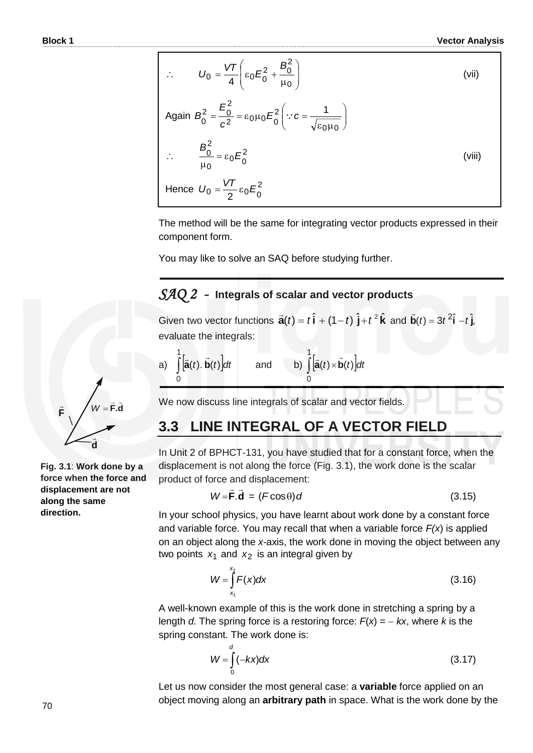$$\therefore \qquad U_0 = \frac{VT}{4}\left(\varepsilon_0 E_0^2 + \frac{B_0^2}{\mu_0}\right) \qquad \text{(vii)}$$

Again $B_0^2 = \dfrac{E_0^2}{c^2} = \varepsilon_0 \mu_0 E_0^2 \left(\because c = \dfrac{1}{\sqrt{\varepsilon_0 \mu_0}}\right)$

$$\therefore \qquad \frac{B_0^2}{\mu_0} = \varepsilon_0 E_0^2 \qquad \text{(viii)}$$

Hence $U_0 = \dfrac{VT}{2}\varepsilon_0 E_0^2$

The method will be the same for integrating vector products expressed in their component form.

You may like to solve an SAQ before studying further.

---

### *SAQ 2* – Integrals of scalar and vector products

Given two vector functions $\vec{\mathbf{a}}(t) = t\,\hat{\mathbf{i}} + (1-t)\,\hat{\mathbf{j}} + t^2\,\hat{\mathbf{k}}$ and $\vec{\mathbf{b}}(t) = 3t^2\,\hat{\mathbf{i}} - t\,\hat{\mathbf{j}}$, evaluate the integrals:

a) $\displaystyle\int_0^1 \left[\vec{\mathbf{a}}(t).\,\vec{\mathbf{b}}(t)\right]dt$ and b) $\displaystyle\int_0^1 \left[\vec{\mathbf{a}}(t) \times \vec{\mathbf{b}}(t)\right]dt$

---

We now discuss line integrals of scalar and vector fields.

## 3.3 LINE INTEGRAL OF A VECTOR FIELD

In Unit 2 of BPHCT-131, you have studied that for a constant force, when the displacement is not along the force (Fig. 3.1), the work done is the scalar product of force and displacement:

$$W = \vec{\mathbf{F}}.\vec{\mathbf{d}} \;=\; (F\cos\theta)d \qquad (3.15)$$

**Fig. 3.1**: **Work done by a force when the force and displacement are not along the same direction.**

In your school physics, you have learnt about work done by a constant force and variable force. You may recall that when a variable force $F(x)$ is applied on an object along the $x$-axis, the work done in moving the object between any two points $x_1$ and $x_2$ is an integral given by

$$W = \int_{x_1}^{x_2} F(x)dx \qquad (3.16)$$

A well-known example of this is the work done in stretching a spring by a length $d$. The spring force is a restoring force: $F(x) = -kx$, where $k$ is the spring constant. The work done is:

$$W = \int_0^d (-kx)dx \qquad (3.17)$$

Let us now consider the most general case: a **variable** force applied on an object moving along an **arbitrary path** in space. What is the work done by the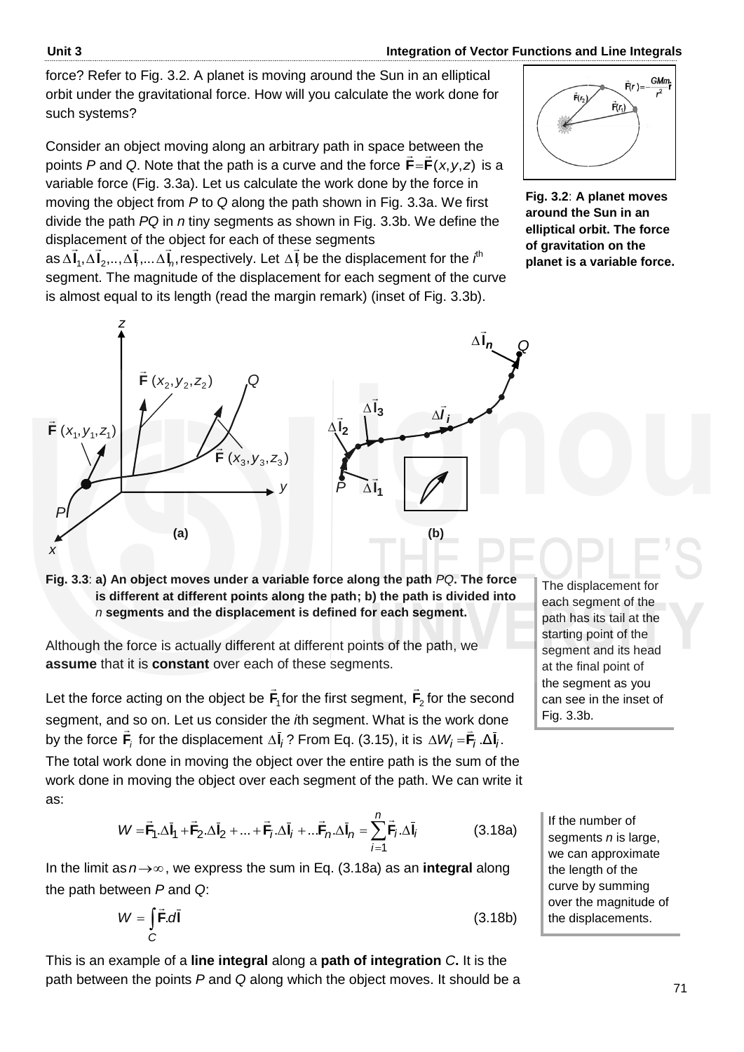force? Refer to Fig. 3.2. A planet is moving around the Sun in an elliptical orbit under the gravitational force. How will you calculate the work done for such systems?

Fig. 3.2: **A planet moves around the Sun in an elliptical orbit. The force of gravitation on the planet is a variable force.**

Consider an object moving along an arbitrary path in space between the points *P* and *Q*. Note that the path is a curve and the force $\vec{\mathbf{F}} = \vec{\mathbf{F}}(x, y, z)$ is a variable force (Fig. 3.3a). Let us calculate the work done by the force in moving the object from *P* to *Q* along the path shown in Fig. 3.3a. We first divide the path *PQ* in *n* tiny segments as shown in Fig. 3.3b. We define the displacement of the object for each of these segments as $\Delta\vec{\mathbf{l}}_1, \Delta\vec{\mathbf{l}}_2, .., \Delta\vec{\mathbf{l}}_i, ... \Delta\vec{\mathbf{l}}_n$, respectively. Let $\Delta\vec{\mathbf{l}}_i$ be the displacement for the $i^{th}$ segment. The magnitude of the displacement for each segment of the curve is almost equal to its length (read the margin remark) (inset of Fig. 3.3b).

Fig. 3.3: **a) An object moves under a variable force along the path *PQ*. The force is different at different points along the path; b) the path is divided into *n* segments and the displacement is defined for each segment.**

The displacement for each segment of the path has its tail at the starting point of the segment and its head at the final point of the segment as you can see in the inset of Fig. 3.3b.

Although the force is actually different at different points of the path, we **assume** that it is **constant** over each of these segments.

Let the force acting on the object be $\vec{\mathbf{F}}_1$ for the first segment, $\vec{\mathbf{F}}_2$ for the second segment, and so on. Let us consider the *i*th segment. What is the work done by the force $\vec{\mathbf{F}}_i$ for the displacement $\Delta\vec{\mathbf{l}}_i$? From Eq. (3.15), it is $\Delta W_i = \vec{\mathbf{F}}_i \cdot \Delta\vec{\mathbf{l}}_i$. The total work done in moving the object over the entire path is the sum of the work done in moving the object over each segment of the path. We can write it as:

$$W = \vec{\mathbf{F}}_1 . \Delta\vec{\mathbf{l}}_1 + \vec{\mathbf{F}}_2 . \Delta\vec{\mathbf{l}}_2 + ... + \vec{\mathbf{F}}_i . \Delta\vec{\mathbf{l}}_i + ... \vec{\mathbf{F}}_n . \Delta\vec{\mathbf{l}}_n = \sum_{i=1}^{n} \vec{\mathbf{F}}_i . \Delta\vec{\mathbf{l}}_i \tag{3.18a}$$

If the number of segments *n* is large, we can approximate the length of the curve by summing over the magnitude of the displacements.

In the limit as $n \to \infty$, we express the sum in Eq. (3.18a) as an **integral** along the path between *P* and *Q*:

$$W = \int_C \vec{\mathbf{F}} . d\vec{\mathbf{l}} \tag{3.18b}$$

This is an example of a **line integral** along a **path of integration** *C***.** It is the path between the points *P* and *Q* along which the object moves. It should be a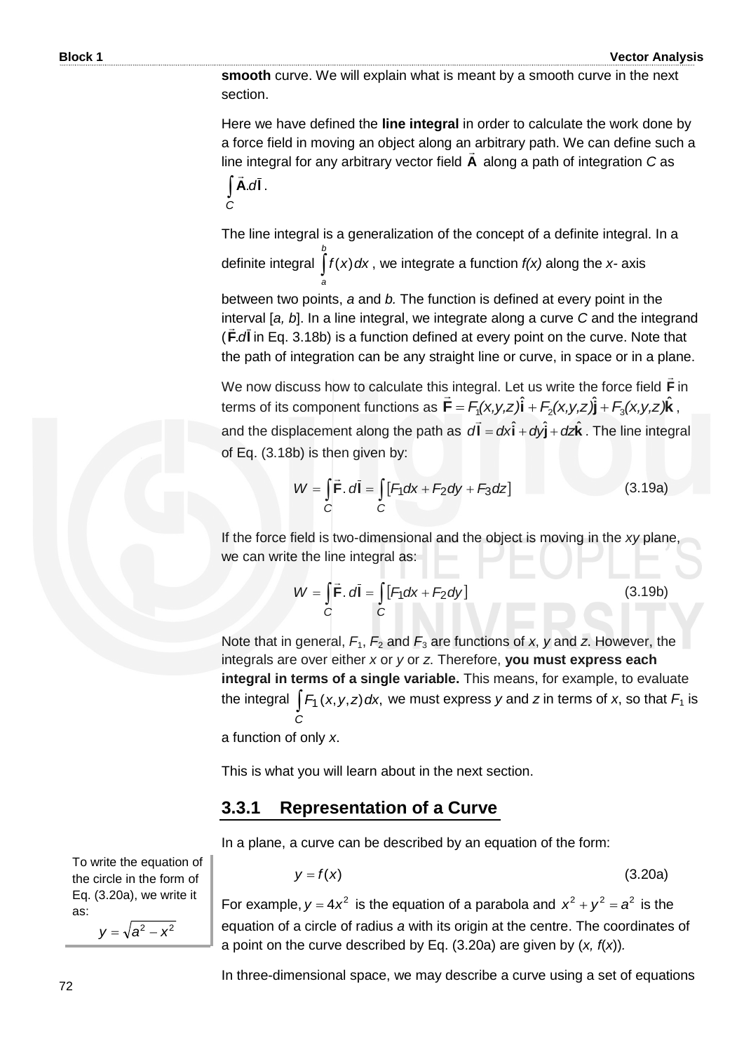**smooth** curve. We will explain what is meant by a smooth curve in the next section.

Here we have defined the **line integral** in order to calculate the work done by a force field in moving an object along an arbitrary path. We can define such a line integral for any arbitrary vector field $\vec{\mathbf{A}}$ along a path of integration *C* as $\int_C \vec{\mathbf{A}}.d\vec{\mathbf{l}}$.

The line integral is a generalization of the concept of a definite integral. In a definite integral $\int_a^b f(x)\,dx$, we integrate a function *f(x)* along the *x*- axis between two points, *a* and *b.* The function is defined at every point in the interval [*a, b*]. In a line integral, we integrate along a curve *C* and the integrand ($\vec{\mathbf{F}}.d\vec{\mathbf{l}}$ in Eq. 3.18b) is a function defined at every point on the curve. Note that the path of integration can be any straight line or curve, in space or in a plane.

We now discuss how to calculate this integral. Let us write the force field $\vec{\mathbf{F}}$ in terms of its component functions as $\vec{\mathbf{F}} = F_1(x,y,z)\hat{\mathbf{i}} + F_2(x,y,z)\hat{\mathbf{j}} + F_3(x,y,z)\hat{\mathbf{k}}$, and the displacement along the path as $d\vec{\mathbf{l}} = dx\hat{\mathbf{i}} + dy\hat{\mathbf{j}} + dz\hat{\mathbf{k}}$. The line integral of Eq. (3.18b) is then given by:

$$W = \int_C \vec{\mathbf{F}}.\,d\vec{\mathbf{l}} = \int_C [F_1dx + F_2dy + F_3dz] \qquad (3.19a)$$

If the force field is two-dimensional and the object is moving in the *xy* plane, we can write the line integral as:

$$W = \int_C \vec{\mathbf{F}}.\,d\vec{\mathbf{l}} = \int_C [F_1dx + F_2dy] \qquad (3.19b)$$

Note that in general, $F_1$, $F_2$ and $F_3$ are functions of *x*, *y* and *z*. However, the integrals are over either *x* or *y* or *z.* Therefore, **you must express each integral in terms of a single variable.** This means, for example, to evaluate the integral $\int_C F_1(x,y,z)dx$, we must express *y* and *z* in terms of *x*, so that $F_1$ is a function of only *x*.

This is what you will learn about in the next section.

### 3.3.1 Representation of a Curve

In a plane, a curve can be described by an equation of the form:

$$y = f(x) \qquad (3.20a)$$

For example, $y = 4x^2$ is the equation of a parabola and $x^2 + y^2 = a^2$ is the equation of a circle of radius *a* with its origin at the centre. The coordinates of a point on the curve described by Eq. (3.20a) are given by (*x, f*(*x*)).

To write the equation of the circle in the form of Eq. (3.20a), we write it as:

$$y = \sqrt{a^2 - x^2}$$

In three-dimensional space, we may describe a curve using a set of equations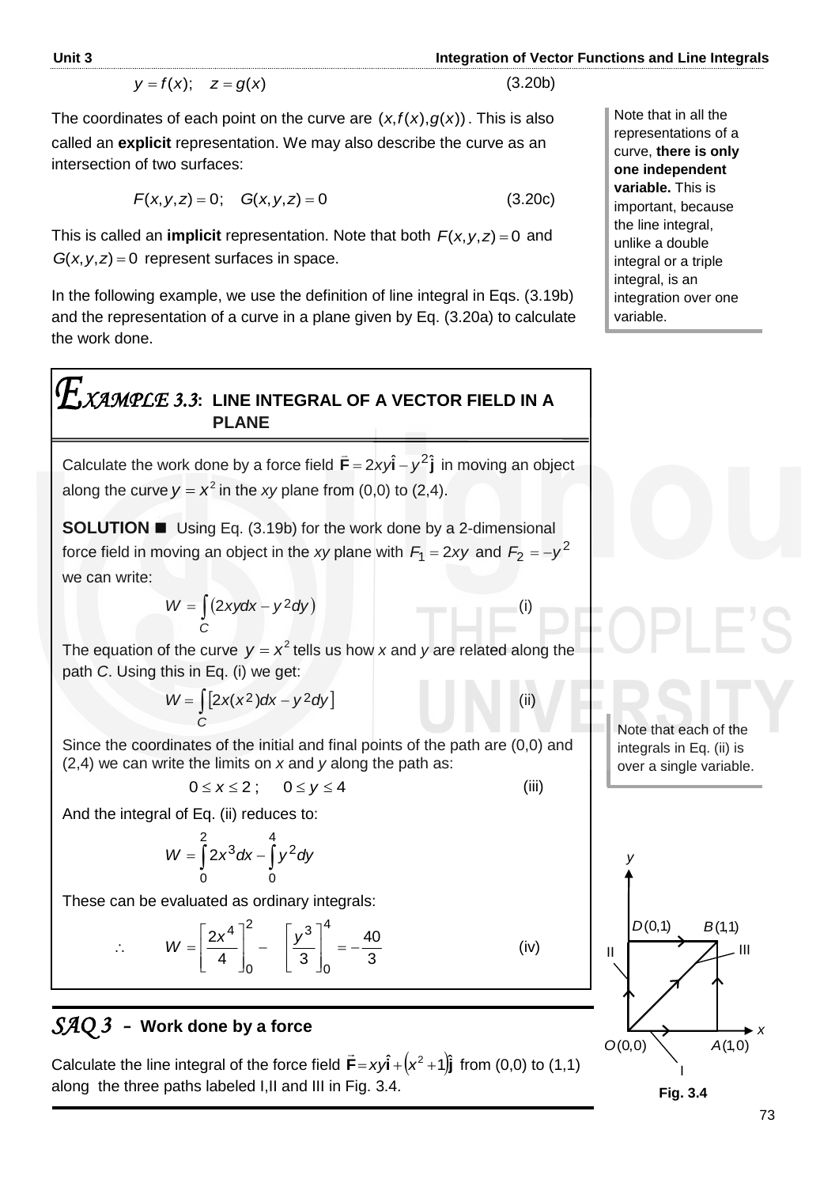$$y = f(x); \quad z = g(x) \tag{3.20b}$$

The coordinates of each point on the curve are $(x, f(x), g(x))$. This is also called an **explicit** representation. We may also describe the curve as an intersection of two surfaces:

$$F(x, y, z) = 0; \quad G(x, y, z) = 0 \tag{3.20c}$$

This is called an **implicit** representation. Note that both $F(x, y, z) = 0$ and $G(x, y, z) = 0$ represent surfaces in space.

Note that in all the representations of a curve, **there is only one independent variable.** This is important, because the line integral, unlike a double integral or a triple integral, is an integration over one variable.

In the following example, we use the definition of line integral in Eqs. (3.19b) and the representation of a curve in a plane given by Eq. (3.20a) to calculate the work done.

## EXAMPLE 3.3: LINE INTEGRAL OF A VECTOR FIELD IN A PLANE

Calculate the work done by a force field $\vec{\mathbf{F}} = 2xy\hat{\mathbf{i}} - y^2\hat{\mathbf{j}}$ in moving an object along the curve $y = x^2$ in the *xy* plane from (0,0) to (2,4).

**SOLUTION ■** Using Eq. (3.19b) for the work done by a 2-dimensional force field in moving an object in the *xy* plane with $F_1 = 2xy$ and $F_2 = -y^2$ we can write:

$$W = \int_C (2xy\,dx - y^2 dy) \tag{i}$$

The equation of the curve $y = x^2$ tells us how *x* and *y* are related along the path *C*. Using this in Eq. (i) we get:

$$W = \int_C \left[2x(x^2)dx - y^2 dy\right] \tag{ii}$$

Note that each of the integrals in Eq. (ii) is over a single variable.

Since the coordinates of the initial and final points of the path are (0,0) and (2,4) we can write the limits on *x* and *y* along the path as:

$$0 \le x \le 2\,; \quad 0 \le y \le 4 \tag{iii}$$

And the integral of Eq. (ii) reduces to:

$$W = \int_0^2 2x^3 dx - \int_0^4 y^2 dy$$

These can be evaluated as ordinary integrals:

$$\therefore \quad W = \left[\frac{2x^4}{4}\right]_0^2 - \left[\frac{y^3}{3}\right]_0^4 = -\frac{40}{3} \tag{iv}$$

## SAQ 3 – Work done by a force

Calculate the line integral of the force field $\vec{\mathbf{F}} = xy\hat{\mathbf{i}} + (x^2 + 1)\hat{\mathbf{j}}$ from (0,0) to (1,1) along the three paths labeled I, II and III in Fig. 3.4.

Fig. 3.4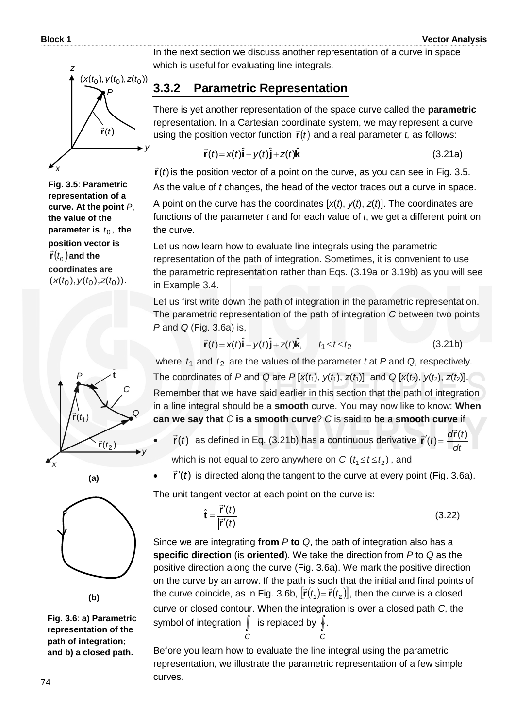In the next section we discuss another representation of a curve in space which is useful for evaluating line integrals.

### 3.3.2 Parametric Representation

There is yet another representation of the space curve called the **parametric** representation. In a Cartesian coordinate system, we may represent a curve using the position vector function $\vec{\mathbf{r}}(t)$ and a real parameter *t,* as follows:

$$\vec{\mathbf{r}}(t) = x(t)\hat{\mathbf{i}} + y(t)\hat{\mathbf{j}} + z(t)\hat{\mathbf{k}} \tag{3.21a}$$

$\vec{\mathbf{r}}(t)$ is the position vector of a point on the curve, as you can see in Fig. 3.5. As the value of *t* changes, the head of the vector traces out a curve in space.

**Fig. 3.5**: **Parametric representation of a curve. At the point** *P*, **the value of the parameter is** $t_0$, **the position vector is** $\vec{\mathbf{r}}(t_0)$ **and the coordinates are** $(x(t_0), y(t_0), z(t_0))$.

A point on the curve has the coordinates $[x(t), y(t), z(t)]$. The coordinates are functions of the parameter *t* and for each value of *t*, we get a different point on the curve.

Let us now learn how to evaluate line integrals using the parametric representation of the path of integration. Sometimes, it is convenient to use the parametric representation rather than Eqs. (3.19a or 3.19b) as you will see in Example 3.4.

Let us first write down the path of integration in the parametric representation. The parametric representation of the path of integration *C* between two points *P* and *Q* (Fig. 3.6a) is,

$$\vec{\mathbf{r}}(t) = x(t)\hat{\mathbf{i}} + y(t)\hat{\mathbf{j}} + z(t)\hat{\mathbf{k}}, \qquad t_1 \le t \le t_2 \tag{3.21b}$$

where $t_1$ and $t_2$ are the values of the parameter *t* at *P* and *Q*, respectively. The coordinates of *P* and *Q* are *P* $[x(t_1), y(t_1), z(t_1)]$ and *Q* $[x(t_2), y(t_2), z(t_2)]$.

Remember that we have said earlier in this section that the path of integration in a line integral should be a **smooth** curve. You may now like to know: **When can we say that** *C* **is a smooth curve**? *C* is said to be a **smooth curve** if

- $\vec{\mathbf{r}}(t)$ as defined in Eq. (3.21b) has a continuous derivative $\vec{\mathbf{r}}'(t) = \dfrac{d\vec{\mathbf{r}}(t)}{dt}$ which is not equal to zero anywhere on *C* $(t_1 \le t \le t_2)$, and
- $\vec{\mathbf{r}}'(t)$ is directed along the tangent to the curve at every point (Fig. 3.6a).

The unit tangent vector at each point on the curve is:

$$\hat{\mathbf{t}} = \frac{\vec{\mathbf{r}}'(t)}{\left|\vec{\mathbf{r}}'(t)\right|} \tag{3.22}$$

Since we are integrating **from** *P* **to** *Q*, the path of integration also has a **specific direction** (is **oriented**). We take the direction from *P* to *Q* as the positive direction along the curve (Fig. 3.6a). We mark the positive direction on the curve by an arrow. If the path is such that the initial and final points of the curve coincide, as in Fig. 3.6b, $[\vec{\mathbf{r}}(t_1) = \vec{\mathbf{r}}(t_2)]$, then the curve is a closed curve or closed contour. When the integration is over a closed path *C*, the symbol of integration $\int_C$ is replaced by $\oint_C$.

**Fig. 3.6**: **a) Parametric representation of the path of integration; and b) a closed path.**

Before you learn how to evaluate the line integral using the parametric representation, we illustrate the parametric representation of a few simple curves.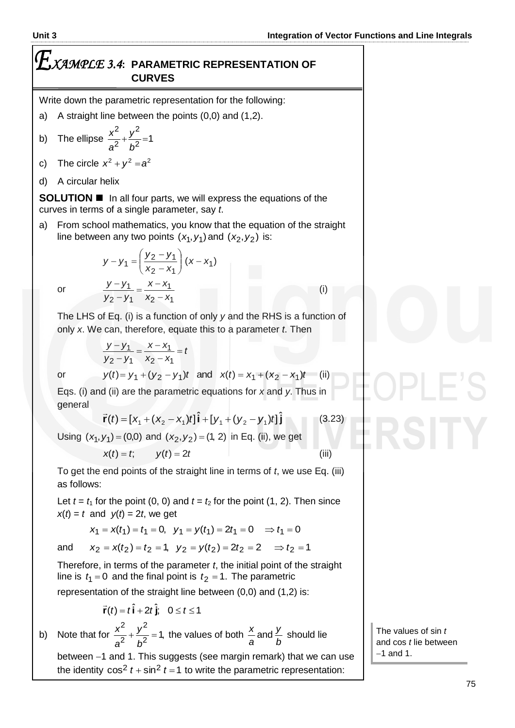## EXAMPLE 3.4: PARAMETRIC REPRESENTATION OF CURVES

Write down the parametric representation for the following:

a) A straight line between the points (0,0) and (1,2).

b) The ellipse $\dfrac{x^2}{a^2}+\dfrac{y^2}{b^2}=1$

c) The circle $x^2+y^2=a^2$

d) A circular helix

**SOLUTION** ■ In all four parts, we will express the equations of the curves in terms of a single parameter, say *t*.

a) From school mathematics, you know that the equation of the straight line between any two points $(x_1, y_1)$ and $(x_2, y_2)$ is:

$$y-y_1=\left(\frac{y_2-y_1}{x_2-x_1}\right)(x-x_1)$$

or
$$\frac{y-y_1}{y_2-y_1}=\frac{x-x_1}{x_2-x_1} \qquad \text{(i)}$$

The LHS of Eq. (i) is a function of only *y* and the RHS is a function of only *x*. We can, therefore, equate this to a parameter *t*. Then

$$\frac{y-y_1}{y_2-y_1}=\frac{x-x_1}{x_2-x_1}=t$$

or
$$y(t)=y_1+(y_2-y_1)t \quad \text{and} \quad x(t)=x_1+(x_2-x_1)t \qquad \text{(ii)}$$

Eqs. (i) and (ii) are the parametric equations for *x* and *y*. Thus in general

$$\vec{\mathbf{r}}(t)=[x_1+(x_2-x_1)t]\,\hat{\mathbf{i}}+[y_1+(y_2-y_1)t]\,\hat{\mathbf{j}} \qquad (3.23)$$

Using $(x_1, y_1)=(0,0)$ and $(x_2, y_2)=(1, 2)$ in Eq. (ii), we get

$$x(t)=t; \qquad y(t)=2t \qquad \text{(iii)}$$

To get the end points of the straight line in terms of *t*, we use Eq. (iii) as follows:

Let $t = t_1$ for the point (0, 0) and $t = t_2$ for the point (1, 2). Then since $x(t) = t$ and $y(t) = 2t$, we get

$$x_1=x(t_1)=t_1=0, \quad y_1=y(t_1)=2t_1=0 \quad \Rightarrow t_1=0$$

and
$$x_2=x(t_2)=t_2=1, \quad y_2=y(t_2)=2t_2=2 \quad \Rightarrow t_2=1$$

Therefore, in terms of the parameter *t*, the initial point of the straight line is $t_1=0$ and the final point is $t_2=1$. The parametric representation of the straight line between (0,0) and (1,2) is:

$$\vec{\mathbf{r}}(t)=t\,\hat{\mathbf{i}}+2t\,\hat{\mathbf{j}}; \quad 0\le t\le 1$$

b) Note that for $\dfrac{x^2}{a^2}+\dfrac{y^2}{b^2}=1,$ the values of both $\dfrac{x}{a}$ and $\dfrac{y}{b}$ should lie between $-1$ and 1. This suggests (see margin remark) that we can use the identity $\cos^2 t+\sin^2 t=1$ to write the parametric representation:

*Margin remark:* The values of sin *t* and cos *t* lie between $-1$ and 1.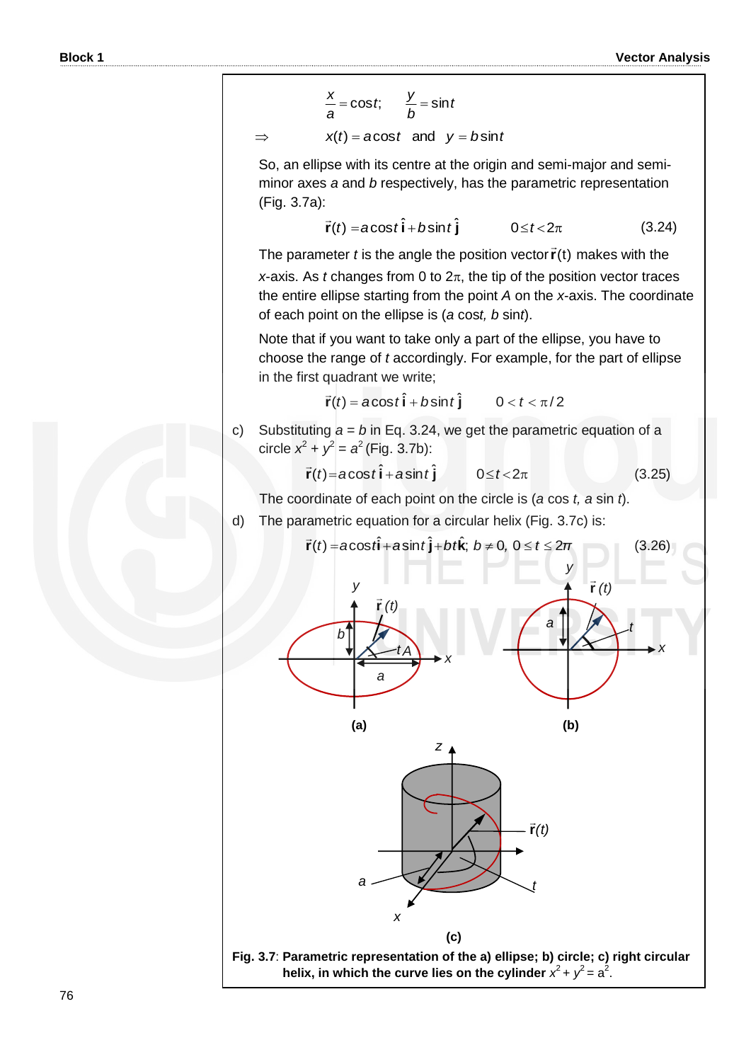$$\frac{x}{a} = \cos t; \qquad \frac{y}{b} = \sin t$$

$$\Rightarrow \qquad x(t) = a\cos t \quad \text{and} \quad y = b\sin t$$

So, an ellipse with its centre at the origin and semi-major and semi-minor axes $a$ and $b$ respectively, has the parametric representation (Fig. 3.7a):

$$\vec{\mathbf{r}}(t) = a\cos t\,\hat{\mathbf{i}} + b\sin t\,\hat{\mathbf{j}} \qquad 0 \le t < 2\pi \qquad (3.24)$$

The parameter $t$ is the angle the position vector $\vec{\mathbf{r}}(t)$ makes with the $x$-axis. As $t$ changes from 0 to $2\pi$, the tip of the position vector traces the entire ellipse starting from the point $A$ on the $x$-axis. The coordinate of each point on the ellipse is ($a$ cos$t$, $b$ sin$t$).

Note that if you want to take only a part of the ellipse, you have to choose the range of $t$ accordingly. For example, for the part of ellipse in the first quadrant we write;

$$\vec{\mathbf{r}}(t) = a\cos t\,\hat{\mathbf{i}} + b\sin t\,\hat{\mathbf{j}} \qquad 0 < t < \pi/2$$

c) Substituting $a = b$ in Eq. 3.24, we get the parametric equation of a circle $x^2 + y^2 = a^2$ (Fig. 3.7b):

$$\vec{\mathbf{r}}(t) = a\cos t\,\hat{\mathbf{i}} + a\sin t\,\hat{\mathbf{j}} \qquad 0 \le t < 2\pi \qquad (3.25)$$

The coordinate of each point on the circle is ($a$ cos $t$, $a$ sin $t$).

d) The parametric equation for a circular helix (Fig. 3.7c) is:

$$\vec{\mathbf{r}}(t) = a\cos t\,\hat{\mathbf{i}} + a\sin t\,\hat{\mathbf{j}} + bt\,\hat{\mathbf{k}};\; b \ne 0,\; 0 \le t \le 2\pi \qquad (3.26)$$

(a) (b) (c)

**Fig. 3.7**: **Parametric representation of the a) ellipse; b) circle; c) right circular helix, in which the curve lies on the cylinder $x^2 + y^2 = a^2$.**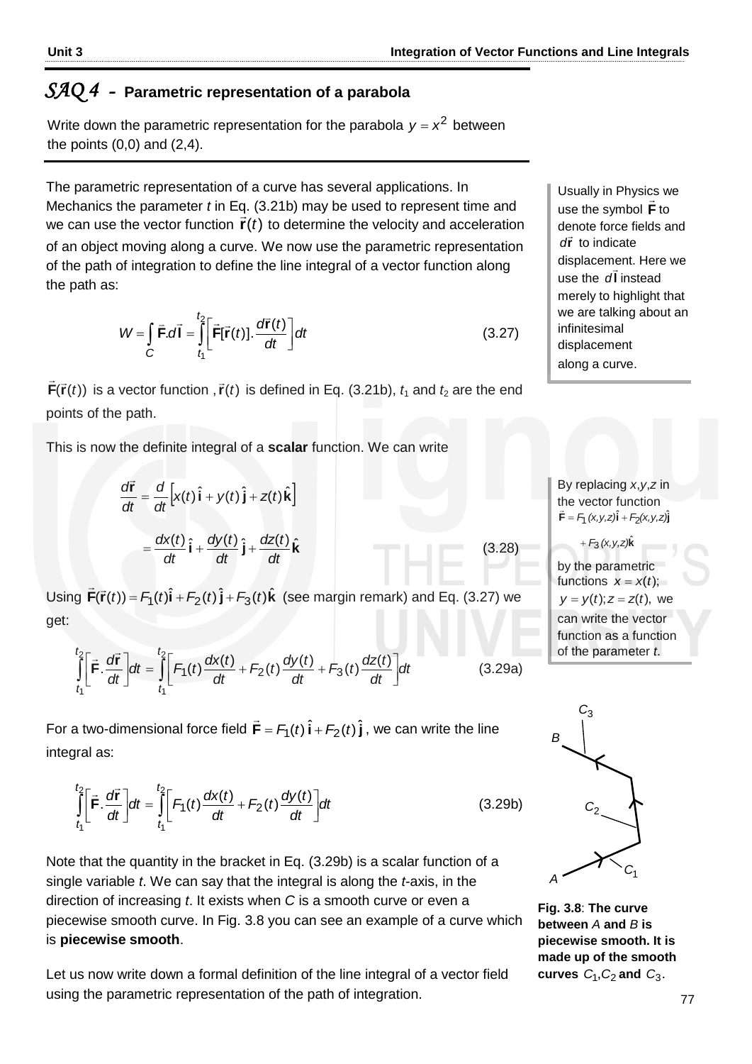## *SAQ 4* – Parametric representation of a parabola

Write down the parametric representation for the parabola $y = x^2$ between the points (0,0) and (2,4).

---

The parametric representation of a curve has several applications. In Mechanics the parameter *t* in Eq. (3.21b) may be used to represent time and we can use the vector function $\vec{\mathbf{r}}(t)$ to determine the velocity and acceleration of an object moving along a curve. We now use the parametric representation of the path of integration to define the line integral of a vector function along the path as:

$$W = \int_C \vec{\mathbf{F}}.d\vec{\mathbf{l}} = \int_{t_1}^{t_2} \left[ \vec{\mathbf{F}}[\vec{\mathbf{r}}(t)].\frac{d\vec{\mathbf{r}}(t)}{dt} \right] dt \qquad (3.27)$$

Usually in Physics we use the symbol $\vec{\mathbf{F}}$ to denote force fields and $d\vec{\mathbf{r}}$ to indicate displacement. Here we use the $d\vec{\mathbf{l}}$ instead merely to highlight that we are talking about an infinitesimal displacement along a curve.

$\vec{\mathbf{F}}(\vec{\mathbf{r}}(t))$ is a vector function, $\vec{\mathbf{r}}(t)$ is defined in Eq. (3.21b), $t_1$ and $t_2$ are the end points of the path.

This is now the definite integral of a **scalar** function. We can write

$$\frac{d\vec{\mathbf{r}}}{dt} = \frac{d}{dt}\left[ x(t)\,\hat{\mathbf{i}} + y(t)\,\hat{\mathbf{j}} + z(t)\hat{\mathbf{k}} \right]$$

$$= \frac{dx(t)}{dt}\,\hat{\mathbf{i}} + \frac{dy(t)}{dt}\,\hat{\mathbf{j}} + \frac{dz(t)}{dt}\hat{\mathbf{k}} \qquad (3.28)$$

By replacing *x*,*y*,*z* in the vector function $\vec{\mathbf{F}} = F_1(x,y,z)\hat{\mathbf{i}} + F_2(x,y,z)\hat{\mathbf{j}} + F_3(x,y,z)\hat{\mathbf{k}}$ by the parametric functions $x = x(t)$; $y = y(t); z = z(t)$, we can write the vector function as a function of the parameter *t*.

Using $\vec{\mathbf{F}}(\vec{\mathbf{r}}(t)) = F_1(t)\hat{\mathbf{i}} + F_2(t)\,\hat{\mathbf{j}} + F_3(t)\,\hat{\mathbf{k}}$ (see margin remark) and Eq. (3.27) we get:

$$\int_{t_1}^{t_2} \left[ \vec{\mathbf{F}}.\frac{d\vec{\mathbf{r}}}{dt} \right] dt = \int_{t_1}^{t_2} \left[ F_1(t)\frac{dx(t)}{dt} + F_2(t)\frac{dy(t)}{dt} + F_3(t)\frac{dz(t)}{dt} \right] dt \qquad (3.29a)$$

For a two-dimensional force field $\vec{\mathbf{F}} = F_1(t)\,\hat{\mathbf{i}} + F_2(t)\,\hat{\mathbf{j}}$, we can write the line integral as:

$$\int_{t_1}^{t_2} \left[ \vec{\mathbf{F}}.\frac{d\vec{\mathbf{r}}}{dt} \right] dt = \int_{t_1}^{t_2} \left[ F_1(t)\frac{dx(t)}{dt} + F_2(t)\frac{dy(t)}{dt} \right] dt \qquad (3.29b)$$

Note that the quantity in the bracket in Eq. (3.29b) is a scalar function of a single variable *t*. We can say that the integral is along the *t*-axis, in the direction of increasing *t*. It exists when *C* is a smooth curve or even a piecewise smooth curve. In Fig. 3.8 you can see an example of a curve which is **piecewise smooth**.

**Fig. 3.8**: **The curve between** *A* **and** *B* **is piecewise smooth. It is made up of the smooth curves** $C_1, C_2$ **and** $C_3$.

Let us now write down a formal definition of the line integral of a vector field using the parametric representation of the path of integration.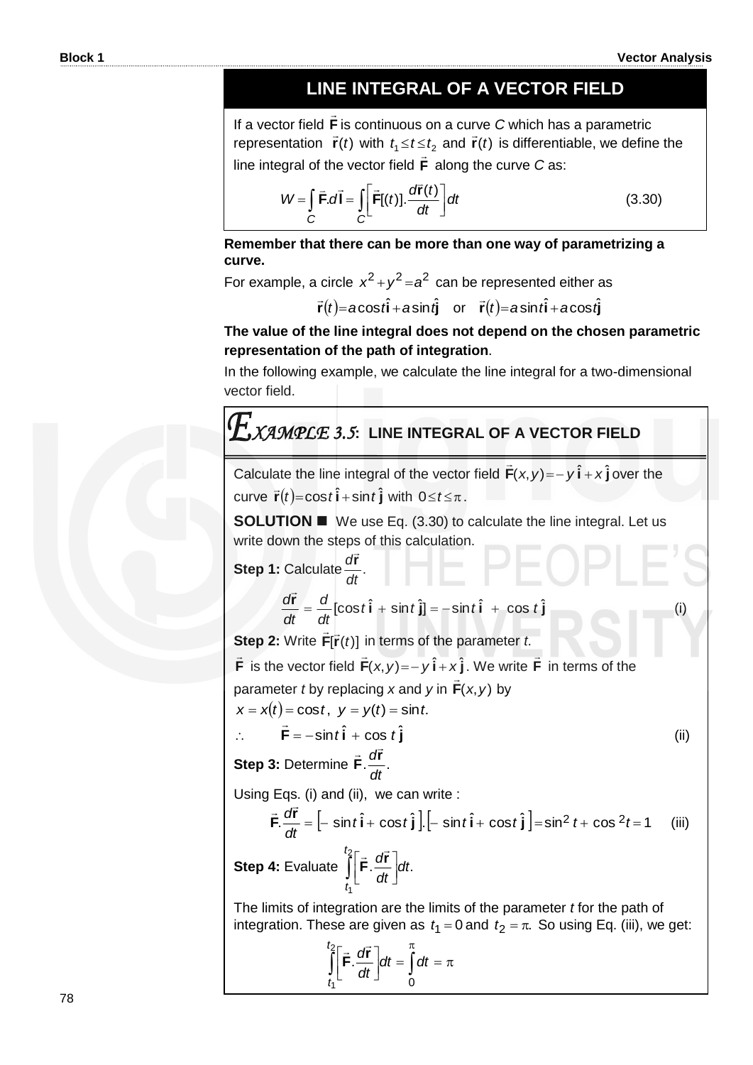## LINE INTEGRAL OF A VECTOR FIELD

If a vector field $\vec{\mathbf{F}}$ is continuous on a curve *C* which has a parametric representation $\vec{\mathbf{r}}(t)$ with $t_1 \le t \le t_2$ and $\vec{\mathbf{r}}(t)$ is differentiable, we define the line integral of the vector field $\vec{\mathbf{F}}$ along the curve *C* as:

$$W = \int_C \vec{\mathbf{F}}.d\vec{\mathbf{l}} = \int_C \left[\vec{\mathbf{F}}[(t)].\frac{d\vec{\mathbf{r}}(t)}{dt}\right]dt \tag{3.30}$$

**Remember that there can be more than one way of parametrizing a curve.**

For example, a circle $x^2 + y^2 = a^2$ can be represented either as

$$\vec{\mathbf{r}}(t) = a\cos t\hat{\mathbf{i}} + a\sin t\hat{\mathbf{j}} \quad \text{or} \quad \vec{\mathbf{r}}(t) = a\sin t\hat{\mathbf{i}} + a\cos t\hat{\mathbf{j}}$$

**The value of the line integral does not depend on the chosen parametric representation of the path of integration**.

In the following example, we calculate the line integral for a two-dimensional vector field.

### *EXAMPLE 3.5*: LINE INTEGRAL OF A VECTOR FIELD

Calculate the line integral of the vector field $\vec{\mathbf{F}}(x,y) = -y\,\hat{\mathbf{i}} + x\,\hat{\mathbf{j}}$ over the curve $\vec{\mathbf{r}}(t) = \cos t\,\hat{\mathbf{i}} + \sin t\,\hat{\mathbf{j}}$ with $0 \le t \le \pi$.

**SOLUTION ■** We use Eq. (3.30) to calculate the line integral. Let us write down the steps of this calculation.

**Step 1:** Calculate $\dfrac{d\vec{\mathbf{r}}}{dt}$.

$$\frac{d\vec{\mathbf{r}}}{dt} = \frac{d}{dt}[\cos t\,\hat{\mathbf{i}} + \sin t\,\hat{\mathbf{j}}] = -\sin t\,\hat{\mathbf{i}} + \cos t\,\hat{\mathbf{j}} \tag{i}$$

**Step 2:** Write $\vec{\mathbf{F}}[\vec{\mathbf{r}}(t)]$ in terms of the parameter *t*.

$\vec{\mathbf{F}}$ is the vector field $\vec{\mathbf{F}}(x,y) = -y\,\hat{\mathbf{i}} + x\,\hat{\mathbf{j}}$. We write $\vec{\mathbf{F}}$ in terms of the parameter *t* by replacing *x* and *y* in $\vec{\mathbf{F}}(x,y)$ by $x = x(t) = \cos t$, $y = y(t) = \sin t$.

$$\therefore \quad \vec{\mathbf{F}} = -\sin t\,\hat{\mathbf{i}} + \cos t\,\hat{\mathbf{j}} \tag{ii}$$

**Step 3:** Determine $\vec{\mathbf{F}}.\dfrac{d\vec{\mathbf{r}}}{dt}$.

Using Eqs. (i) and (ii), we can write :

$$\vec{\mathbf{F}}.\frac{d\vec{\mathbf{r}}}{dt} = \left[-\sin t\,\hat{\mathbf{i}} + \cos t\,\hat{\mathbf{j}}\right].\left[-\sin t\,\hat{\mathbf{i}} + \cos t\,\hat{\mathbf{j}}\right] = \sin^2 t + \cos^2 t = 1 \tag{iii}$$

**Step 4:** Evaluate $\displaystyle\int_{t_1}^{t_2}\left[\vec{\mathbf{F}}.\frac{d\vec{\mathbf{r}}}{dt}\right]dt$.

The limits of integration are the limits of the parameter *t* for the path of integration. These are given as $t_1 = 0$ and $t_2 = \pi$. So using Eq. (iii), we get:

$$\int_{t_1}^{t_2}\left[\vec{\mathbf{F}}.\frac{d\vec{\mathbf{r}}}{dt}\right]dt = \int_0^{\pi} dt = \pi$$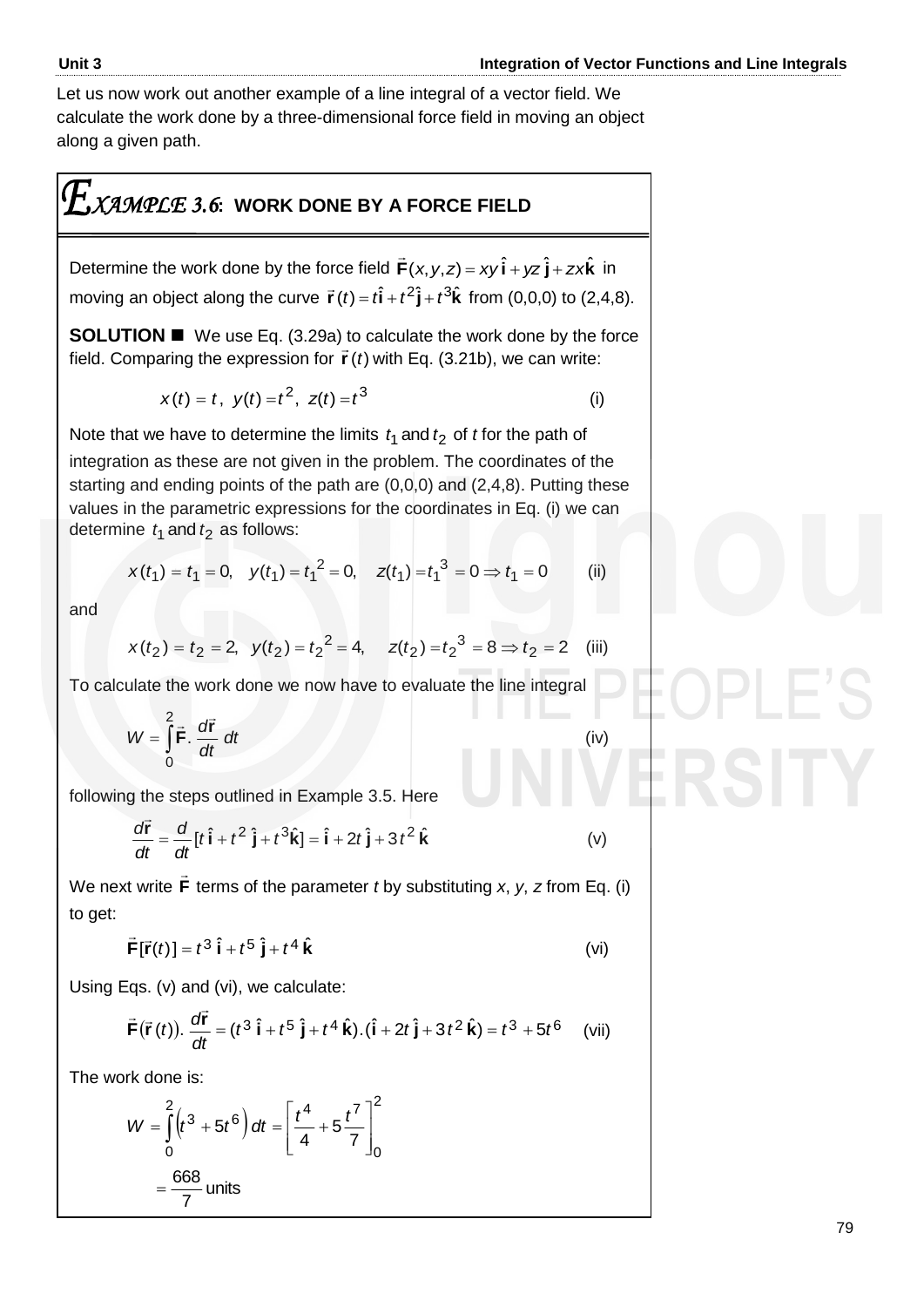Let us now work out another example of a line integral of a vector field. We calculate the work done by a three-dimensional force field in moving an object along a given path.

## *EXAMPLE 3.6*: WORK DONE BY A FORCE FIELD

Determine the work done by the force field $\vec{\mathbf{F}}(x,y,z) = xy\,\hat{\mathbf{i}} + yz\,\hat{\mathbf{j}} + zx\,\hat{\mathbf{k}}$ in moving an object along the curve $\vec{\mathbf{r}}(t) = t\hat{\mathbf{i}} + t^2\hat{\mathbf{j}} + t^3\hat{\mathbf{k}}$ from (0,0,0) to (2,4,8).

**SOLUTION ■** We use Eq. (3.29a) to calculate the work done by the force field. Comparing the expression for $\vec{\mathbf{r}}(t)$ with Eq. (3.21b), we can write:

$$x(t) = t,\ y(t) = t^2,\ z(t) = t^3 \qquad \text{(i)}$$

Note that we have to determine the limits $t_1$ and $t_2$ of $t$ for the path of integration as these are not given in the problem. The coordinates of the starting and ending points of the path are (0,0,0) and (2,4,8). Putting these values in the parametric expressions for the coordinates in Eq. (i) we can determine $t_1$ and $t_2$ as follows:

$$x(t_1) = t_1 = 0,\quad y(t_1) = t_1^{\,2} = 0,\quad z(t_1) = t_1^{\,3} = 0 \Rightarrow t_1 = 0 \qquad \text{(ii)}$$

and

$$x(t_2) = t_2 = 2,\quad y(t_2) = t_2^{\,2} = 4,\quad z(t_2) = t_2^{\,3} = 8 \Rightarrow t_2 = 2 \qquad \text{(iii)}$$

To calculate the work done we now have to evaluate the line integral

$$W = \int_0^2 \vec{\mathbf{F}}.\,\frac{d\vec{\mathbf{r}}}{dt}\,dt \qquad \text{(iv)}$$

following the steps outlined in Example 3.5. Here

$$\frac{d\vec{\mathbf{r}}}{dt} = \frac{d}{dt}[t\,\hat{\mathbf{i}} + t^2\,\hat{\mathbf{j}} + t^3\hat{\mathbf{k}}] = \hat{\mathbf{i}} + 2t\,\hat{\mathbf{j}} + 3t^2\,\hat{\mathbf{k}} \qquad \text{(v)}$$

We next write $\vec{\mathbf{F}}$ terms of the parameter $t$ by substituting $x$, $y$, $z$ from Eq. (i) to get:

$$\vec{\mathbf{F}}[\vec{\mathbf{r}}(t)] = t^3\,\hat{\mathbf{i}} + t^5\,\hat{\mathbf{j}} + t^4\,\hat{\mathbf{k}} \qquad \text{(vi)}$$

Using Eqs. (v) and (vi), we calculate:

$$\vec{\mathbf{F}}(\vec{\mathbf{r}}(t)).\,\frac{d\vec{\mathbf{r}}}{dt} = (t^3\,\hat{\mathbf{i}} + t^5\,\hat{\mathbf{j}} + t^4\,\hat{\mathbf{k}}).(\hat{\mathbf{i}} + 2t\,\hat{\mathbf{j}} + 3t^2\,\hat{\mathbf{k}}) = t^3 + 5t^6 \qquad \text{(vii)}$$

The work done is:

$$W = \int_0^2 \left(t^3 + 5t^6\right) dt = \left[\frac{t^4}{4} + 5\frac{t^7}{7}\right]_0^2$$

$$= \frac{668}{7}\ \text{units}$$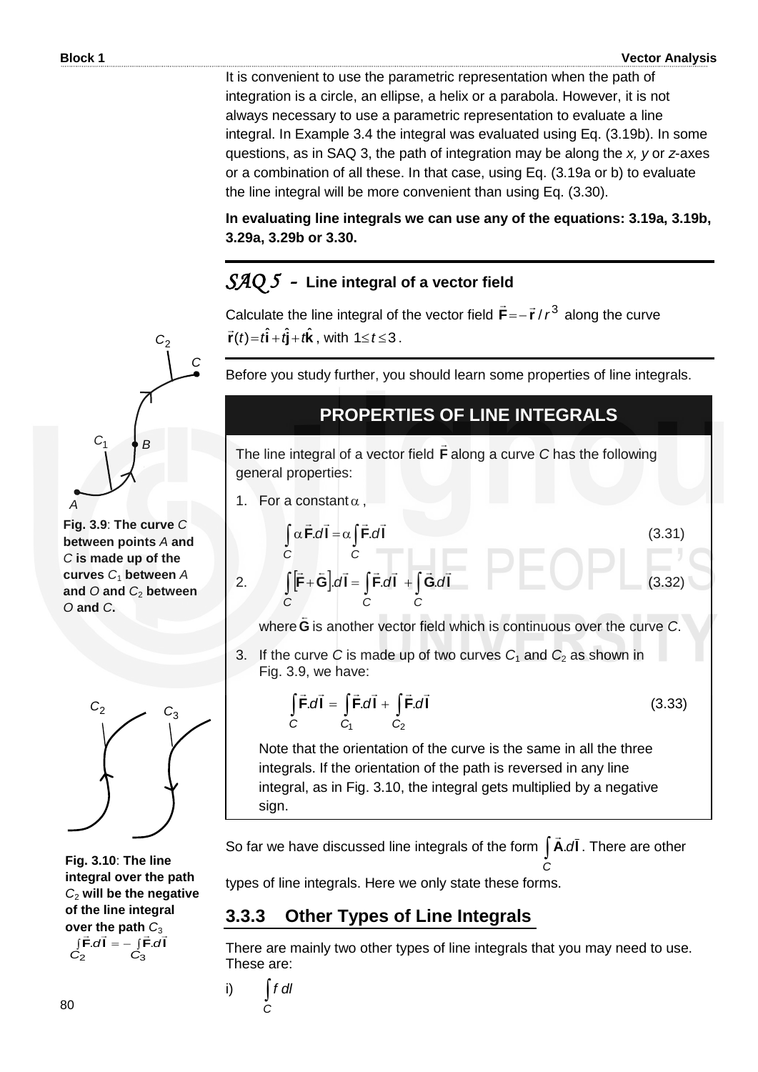It is convenient to use the parametric representation when the path of integration is a circle, an ellipse, a helix or a parabola. However, it is not always necessary to use a parametric representation to evaluate a line integral. In Example 3.4 the integral was evaluated using Eq. (3.19b). In some questions, as in SAQ 3, the path of integration may be along the *x, y* or *z*-axes or a combination of all these. In that case, using Eq. (3.19a or b) to evaluate the line integral will be more convenient than using Eq. (3.30).

**In evaluating line integrals we can use any of the equations: 3.19a, 3.19b, 3.29a, 3.29b or 3.30.**

## *SAQ 5* - Line integral of a vector field

Calculate the line integral of the vector field $\vec{\mathbf{F}} = -\vec{\mathbf{r}}/r^3$ along the curve $\vec{\mathbf{r}}(t) = t\hat{\mathbf{i}} + t\hat{\mathbf{j}} + t\hat{\mathbf{k}}$, with $1 \le t \le 3$.

Before you study further, you should learn some properties of line integrals.

**PROPERTIES OF LINE INTEGRALS**

The line integral of a vector field $\vec{\mathbf{F}}$ along a curve *C* has the following general properties:

1. For a constant $\alpha$,

$$\int_C \alpha \vec{\mathbf{F}}.d\vec{\mathbf{l}} = \alpha \int_C \vec{\mathbf{F}}.d\vec{\mathbf{l}} \tag{3.31}$$

2.
$$\int_C \left[\vec{\mathbf{F}} + \vec{\mathbf{G}}\right].d\vec{\mathbf{l}} = \int_C \vec{\mathbf{F}}.d\vec{\mathbf{l}} + \int_C \vec{\mathbf{G}}.d\vec{\mathbf{l}} \tag{3.32}$$

   where $\vec{\mathbf{G}}$ is another vector field which is continuous over the curve *C*.

3. If the curve *C* is made up of two curves $C_1$ and $C_2$ as shown in Fig. 3.9, we have:

$$\int_C \vec{\mathbf{F}}.d\vec{\mathbf{l}} = \int_{C_1} \vec{\mathbf{F}}.d\vec{\mathbf{l}} + \int_{C_2} \vec{\mathbf{F}}.d\vec{\mathbf{l}} \tag{3.33}$$

   Note that the orientation of the curve is the same in all the three integrals. If the orientation of the path is reversed in any line integral, as in Fig. 3.10, the integral gets multiplied by a negative sign.

**Fig. 3.9**: **The curve** *C* **between points** *A* **and** *C* **is made up of the curves** $C_1$ **between** *A* **and** *O* **and** $C_2$ **between** *O* **and** *C***.**

**Fig. 3.10**: **The line integral over the path** $C_2$ **will be the negative of the line integral over the path** $C_3$
$$\int_{C_2} \vec{\mathbf{F}}.d\vec{\mathbf{l}} = -\int_{C_3} \vec{\mathbf{F}}.d\vec{\mathbf{l}}$$

So far we have discussed line integrals of the form $\int_C \vec{\mathbf{A}}.d\vec{\mathbf{l}}$. There are other types of line integrals. Here we only state these forms.

### 3.3.3 Other Types of Line Integrals

There are mainly two other types of line integrals that you may need to use. These are:

i) $\int_C f\, dl$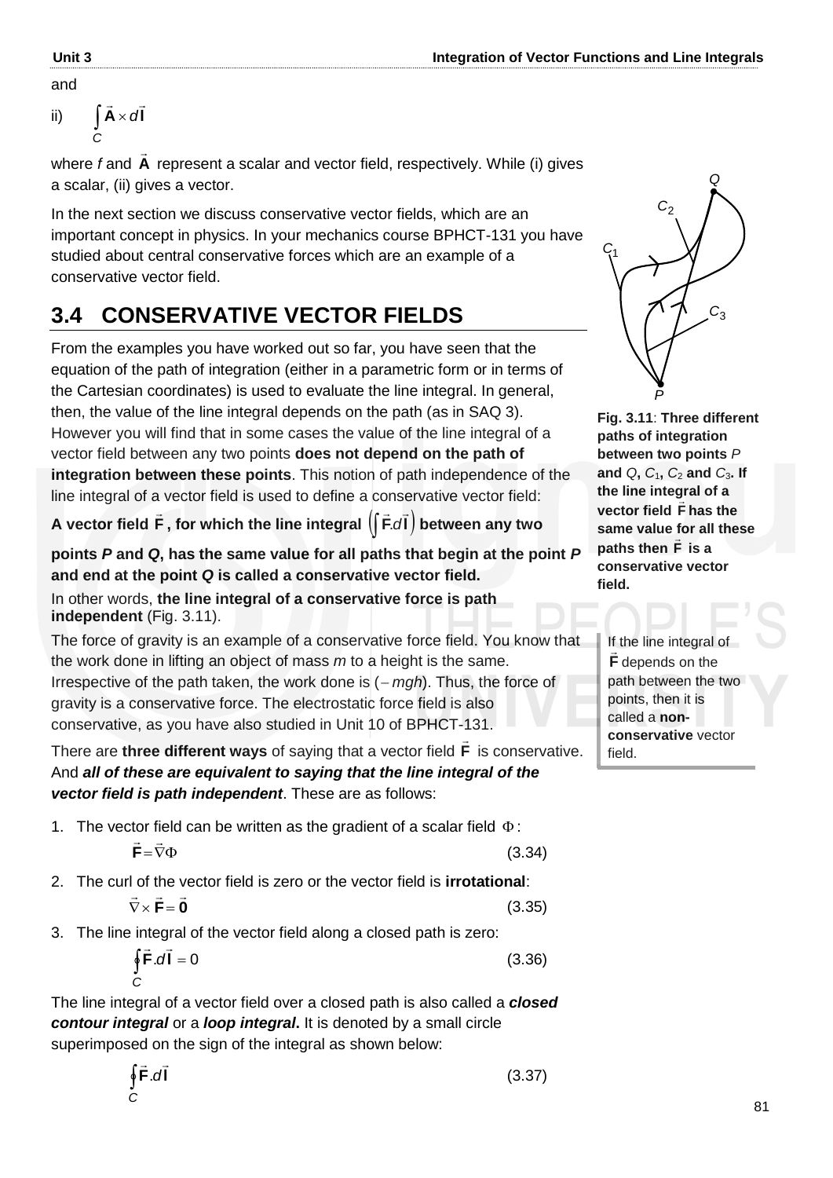and

ii) $\int_C \vec{\mathbf{A}} \times d\vec{\mathbf{l}}$

where $f$ and $\vec{\mathbf{A}}$ represent a scalar and vector field, respectively. While (i) gives a scalar, (ii) gives a vector.

In the next section we discuss conservative vector fields, which are an important concept in physics. In your mechanics course BPHCT-131 you have studied about central conservative forces which are an example of a conservative vector field.

## 3.4 CONSERVATIVE VECTOR FIELDS

From the examples you have worked out so far, you have seen that the equation of the path of integration (either in a parametric form or in terms of the Cartesian coordinates) is used to evaluate the line integral. In general, then, the value of the line integral depends on the path (as in SAQ 3). However you will find that in some cases the value of the line integral of a vector field between any two points **does not depend on the path of integration between these points**. This notion of path independence of the line integral of a vector field is used to define a conservative vector field:

**A vector field $\vec{\mathbf{F}}$, for which the line integral $\left(\int \vec{\mathbf{F}}.d\vec{\mathbf{l}}\right)$ between any two points $P$ and $Q$, has the same value for all paths that begin at the point $P$ and end at the point $Q$ is called a conservative vector field.**

In other words, **the line integral of a conservative force is path independent** (Fig. 3.11).

**Fig. 3.11**: **Three different paths of integration between two points $P$ and $Q$, $C_1$, $C_2$ and $C_3$. If the line integral of a vector field $\vec{\mathbf{F}}$ has the same value for all these paths then $\vec{\mathbf{F}}$ is a conservative vector field.**

The force of gravity is an example of a conservative force field. You know that the work done in lifting an object of mass $m$ to a height is the same. Irrespective of the path taken, the work done is $(-mgh)$. Thus, the force of gravity is a conservative force. The electrostatic force field is also conservative, as you have also studied in Unit 10 of BPHCT-131.

If the line integral of $\vec{\mathbf{F}}$ depends on the path between the two points, then it is called a **non-conservative** vector field.

There are **three different ways** of saying that a vector field $\vec{\mathbf{F}}$ is conservative. And ***all of these are equivalent to saying that the line integral of the vector field is path independent***. These are as follows:

1. The vector field can be written as the gradient of a scalar field $\Phi$:

$$\vec{\mathbf{F}} = \vec{\nabla}\Phi \tag{3.34}$$

2. The curl of the vector field is zero or the vector field is **irrotational**:

$$\vec{\nabla} \times \vec{\mathbf{F}} = \vec{\mathbf{0}} \tag{3.35}$$

3. The line integral of the vector field along a closed path is zero:

$$\oint_C \vec{\mathbf{F}}.d\vec{\mathbf{l}} = 0 \tag{3.36}$$

The line integral of a vector field over a closed path is also called a ***closed contour integral*** or a ***loop integral***. It is denoted by a small circle superimposed on the sign of the integral as shown below:

$$\oint_C \vec{\mathbf{F}}.d\vec{\mathbf{l}} \tag{3.37}$$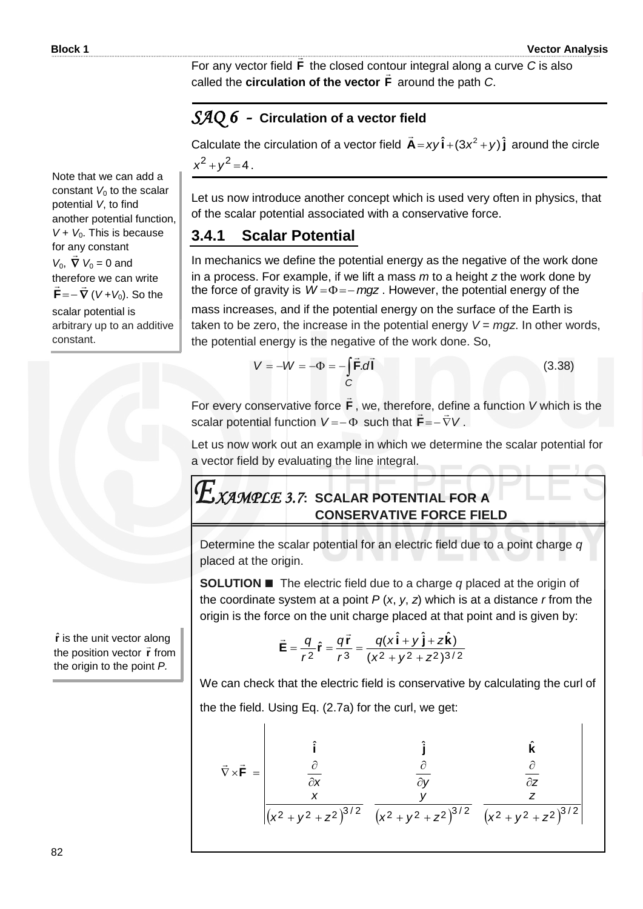For any vector field $\vec{\mathbf{F}}$ the closed contour integral along a curve $C$ is also called the **circulation of the vector** $\vec{\mathbf{F}}$ around the path $C$.

## *SAQ 6* - Circulation of a vector field

Calculate the circulation of a vector field $\vec{\mathbf{A}} = xy\,\hat{\mathbf{i}} + (3x^2 + y)\,\hat{\mathbf{j}}$ around the circle $x^2 + y^2 = 4$.

Let us now introduce another concept which is used very often in physics, that of the scalar potential associated with a conservative force.

### 3.4.1 Scalar Potential

Note that we can add a constant $V_0$ to the scalar potential $V$, to find another potential function, $V + V_0$. This is because for any constant $V_0$, $\vec{\nabla} V_0 = 0$ and therefore we can write $\vec{\mathbf{F}} = -\vec{\nabla}(V + V_0)$. So the scalar potential is arbitrary up to an additive constant.

In mechanics we define the potential energy as the negative of the work done in a process. For example, if we lift a mass $m$ to a height $z$ the work done by the force of gravity is $W = \Phi = -mgz$ . However, the potential energy of the mass increases, and if the potential energy on the surface of the Earth is taken to be zero, the increase in the potential energy $V = mgz$. In other words, the potential energy is the negative of the work done. So,

$$V = -W = -\Phi = -\int_C \vec{\mathbf{F}} . d\vec{\mathbf{l}} \tag{3.38}$$

For every conservative force $\vec{\mathbf{F}}$, we, therefore, define a function $V$ which is the scalar potential function $V = -\Phi$ such that $\vec{\mathbf{F}} = -\vec{\nabla} V$ .

Let us now work out an example in which we determine the scalar potential for a vector field by evaluating the line integral.

## *EXAMPLE 3.7*: SCALAR POTENTIAL FOR A CONSERVATIVE FORCE FIELD

Determine the scalar potential for an electric field due to a point charge $q$ placed at the origin.

**SOLUTION ■** The electric field due to a charge $q$ placed at the origin of the coordinate system at a point $P$ ($x$, $y$, $z$) which is at a distance $r$ from the origin is the force on the unit charge placed at that point and is given by:

$\hat{\mathbf{r}}$ is the unit vector along the position vector $\vec{\mathbf{r}}$ from the origin to the point $P$.

$$\vec{\mathbf{E}} = \frac{q}{r^2}\hat{\mathbf{r}} = \frac{q\vec{\mathbf{r}}}{r^3} = \frac{q(x\,\hat{\mathbf{i}} + y\,\hat{\mathbf{j}} + z\,\hat{\mathbf{k}})}{(x^2 + y^2 + z^2)^{3/2}}$$

We can check that the electric field is conservative by calculating the curl of the the field. Using Eq. (2.7a) for the curl, we get:

$$\vec{\nabla} \times \vec{\mathbf{F}} = \begin{vmatrix} \hat{\mathbf{i}} & \hat{\mathbf{j}} & \hat{\mathbf{k}} \\ \dfrac{\partial}{\partial x} & \dfrac{\partial}{\partial y} & \dfrac{\partial}{\partial z} \\ \dfrac{x}{\left(x^2 + y^2 + z^2\right)^{3/2}} & \dfrac{y}{\left(x^2 + y^2 + z^2\right)^{3/2}} & \dfrac{z}{\left(x^2 + y^2 + z^2\right)^{3/2}} \end{vmatrix}$$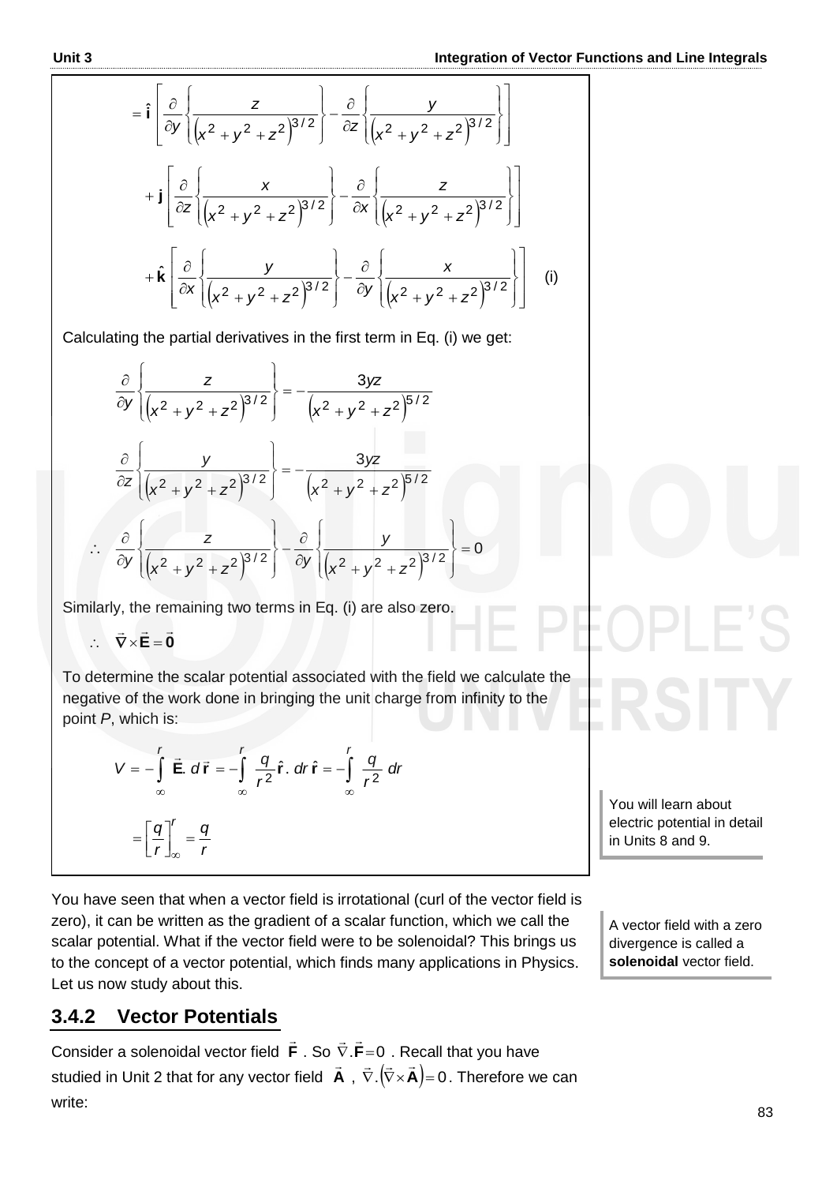$$= \hat{\mathbf{i}} \left[ \frac{\partial}{\partial y} \left\{ \frac{z}{\left(x^2+y^2+z^2\right)^{3/2}} \right\} - \frac{\partial}{\partial z} \left\{ \frac{y}{\left(x^2+y^2+z^2\right)^{3/2}} \right\} \right]$$

$$+ \mathbf{j} \left[ \frac{\partial}{\partial z} \left\{ \frac{x}{\left(x^2+y^2+z^2\right)^{3/2}} \right\} - \frac{\partial}{\partial x} \left\{ \frac{z}{\left(x^2+y^2+z^2\right)^{3/2}} \right\} \right]$$

$$+ \hat{\mathbf{k}} \left[ \frac{\partial}{\partial x} \left\{ \frac{y}{\left(x^2+y^2+z^2\right)^{3/2}} \right\} - \frac{\partial}{\partial y} \left\{ \frac{x}{\left(x^2+y^2+z^2\right)^{3/2}} \right\} \right] \quad \text{(i)}$$

Calculating the partial derivatives in the first term in Eq. (i) we get:

$$\frac{\partial}{\partial y} \left\{ \frac{z}{\left(x^2+y^2+z^2\right)^{3/2}} \right\} = -\frac{3yz}{\left(x^2+y^2+z^2\right)^{5/2}}$$

$$\frac{\partial}{\partial z} \left\{ \frac{y}{\left(x^2+y^2+z^2\right)^{3/2}} \right\} = -\frac{3yz}{\left(x^2+y^2+z^2\right)^{5/2}}$$

$$\therefore \quad \frac{\partial}{\partial y} \left\{ \frac{z}{\left(x^2+y^2+z^2\right)^{3/2}} \right\} - \frac{\partial}{\partial y} \left\{ \frac{y}{\left(x^2+y^2+z^2\right)^{3/2}} \right\} = 0$$

Similarly, the remaining two terms in Eq. (i) are also zero.

$$\therefore \quad \vec{\nabla} \times \vec{\mathbf{E}} = \vec{\mathbf{0}}$$

To determine the scalar potential associated with the field we calculate the negative of the work done in bringing the unit charge from infinity to the point $P$, which is:

$$V = -\int_{\infty}^{r} \vec{\mathbf{E}} . \, d\,\vec{\mathbf{r}} = -\int_{\infty}^{r} \frac{q}{r^2} \hat{\mathbf{r}} . \, dr\, \hat{\mathbf{r}} = -\int_{\infty}^{r} \frac{q}{r^2} \, dr$$

$$= \left[ \frac{q}{r} \right]_{\infty}^{r} = \frac{q}{r}$$

You will learn about electric potential in detail in Units 8 and 9.

You have seen that when a vector field is irrotational (curl of the vector field is zero), it can be written as the gradient of a scalar function, which we call the scalar potential. What if the vector field were to be solenoidal? This brings us to the concept of a vector potential, which finds many applications in Physics. Let us now study about this.

A vector field with a zero divergence is called a **solenoidal** vector field.

## 3.4.2 Vector Potentials

Consider a solenoidal vector field $\vec{\mathbf{F}}$. So $\vec{\nabla} . \vec{\mathbf{F}} = 0$. Recall that you have studied in Unit 2 that for any vector field $\vec{\mathbf{A}}$, $\vec{\nabla} . \left( \vec{\nabla} \times \vec{\mathbf{A}} \right) = 0$. Therefore we can write: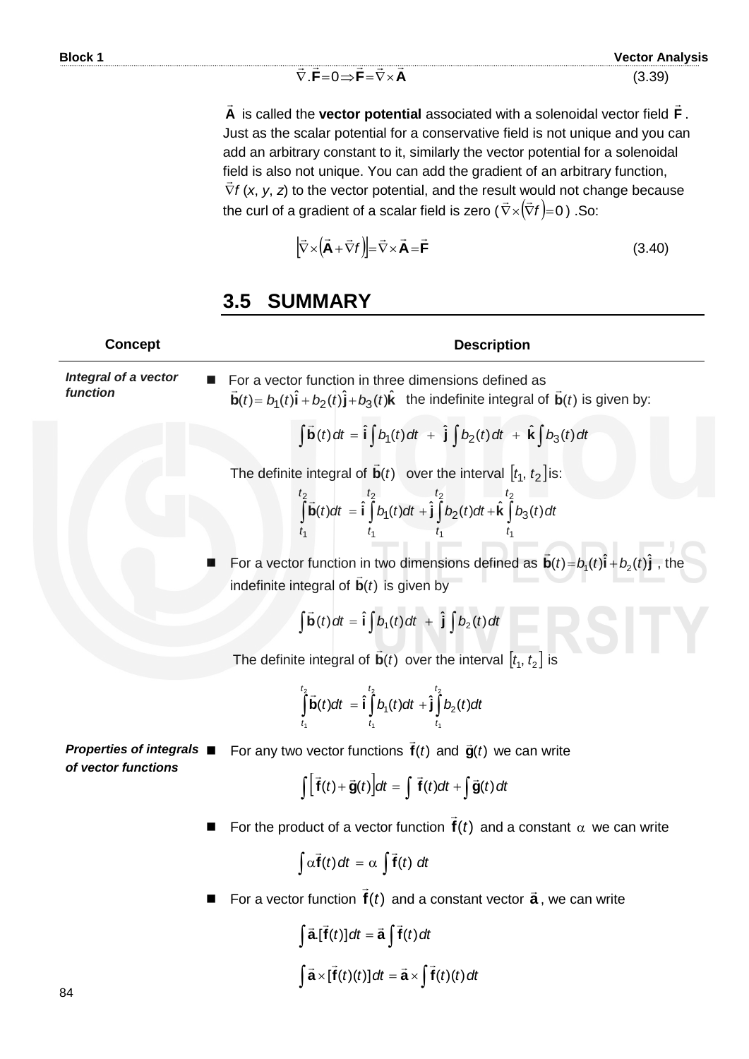$$\vec{\nabla}.\vec{\mathbf{F}}=0 \Rightarrow \vec{\mathbf{F}}=\vec{\nabla}\times\vec{\mathbf{A}} \tag{3.39}$$

$\vec{\mathbf{A}}$ is called the **vector potential** associated with a solenoidal vector field $\vec{\mathbf{F}}$. Just as the scalar potential for a conservative field is not unique and you can add an arbitrary constant to it, similarly the vector potential for a solenoidal field is also not unique. You can add the gradient of an arbitrary function, $\vec{\nabla}f\,(x, y, z)$ to the vector potential, and the result would not change because the curl of a gradient of a scalar field is zero ($\vec{\nabla}\times\left(\vec{\nabla}f\right)=0$) .So:

$$\left[\vec{\nabla}\times\left(\vec{\mathbf{A}}+\vec{\nabla}f\right)\right]=\vec{\nabla}\times\vec{\mathbf{A}}=\vec{\mathbf{F}} \tag{3.40}$$

## 3.5 SUMMARY

| Concept | Description |
|---|---|
| ***Integral of a vector function*** | ■ For a vector function in three dimensions defined as $\vec{\mathbf{b}}(t)= b_1(t)\hat{\mathbf{i}}+b_2(t)\hat{\mathbf{j}}+b_3(t)\hat{\mathbf{k}}$ the indefinite integral of $\vec{\mathbf{b}}(t)$ is given by: $$\int\vec{\mathbf{b}}(t)\,dt = \hat{\mathbf{i}}\int b_1(t)\,dt + \hat{\mathbf{j}}\int b_2(t)\,dt + \hat{\mathbf{k}}\int b_3(t)\,dt$$ The definite integral of $\vec{\mathbf{b}}(t)$ over the interval $[t_1, t_2]$ is: $$\int_{t_1}^{t_2}\vec{\mathbf{b}}(t)dt = \hat{\mathbf{i}}\int_{t_1}^{t_2} b_1(t)dt + \hat{\mathbf{j}}\int_{t_1}^{t_2} b_2(t)dt + \hat{\mathbf{k}}\int_{t_1}^{t_2} b_3(t)\,dt$$ ■ For a vector function in two dimensions defined as $\vec{\mathbf{b}}(t)=b_1(t)\hat{\mathbf{i}}+b_2(t)\hat{\mathbf{j}}$, the indefinite integral of $\vec{\mathbf{b}}(t)$ is given by $$\int\vec{\mathbf{b}}(t)\,dt = \hat{\mathbf{i}}\int b_1(t)\,dt + \hat{\mathbf{j}}\int b_2(t)\,dt$$ The definite integral of $\vec{\mathbf{b}}(t)$ over the interval $[t_1, t_2]$ is $$\int_{t_1}^{t_2}\vec{\mathbf{b}}(t)dt = \hat{\mathbf{i}}\int_{t_1}^{t_2} b_1(t)dt + \hat{\mathbf{j}}\int_{t_1}^{t_2} b_2(t)dt$$ |
| ***Properties of integrals of vector functions*** | ■ For any two vector functions $\vec{\mathbf{f}}(t)$ and $\vec{\mathbf{g}}(t)$ we can write $$\int\left[\vec{\mathbf{f}}(t)+\vec{\mathbf{g}}(t)\right]dt = \int\vec{\mathbf{f}}(t)dt + \int\vec{\mathbf{g}}(t)\,dt$$ ■ For the product of a vector function $\vec{\mathbf{f}}(t)$ and a constant $\alpha$ we can write $$\int\alpha\vec{\mathbf{f}}(t)\,dt = \alpha\int\vec{\mathbf{f}}(t)\,dt$$ ■ For a vector function $\vec{\mathbf{f}}(t)$ and a constant vector $\vec{\mathbf{a}}$, we can write $$\int\vec{\mathbf{a}}.[\vec{\mathbf{f}}(t)]\,dt = \vec{\mathbf{a}}\int\vec{\mathbf{f}}(t)\,dt$$ $$\int\vec{\mathbf{a}}\times[\vec{\mathbf{f}}(t)(t)]\,dt = \vec{\mathbf{a}}\times\int\vec{\mathbf{f}}(t)(t)\,dt$$ |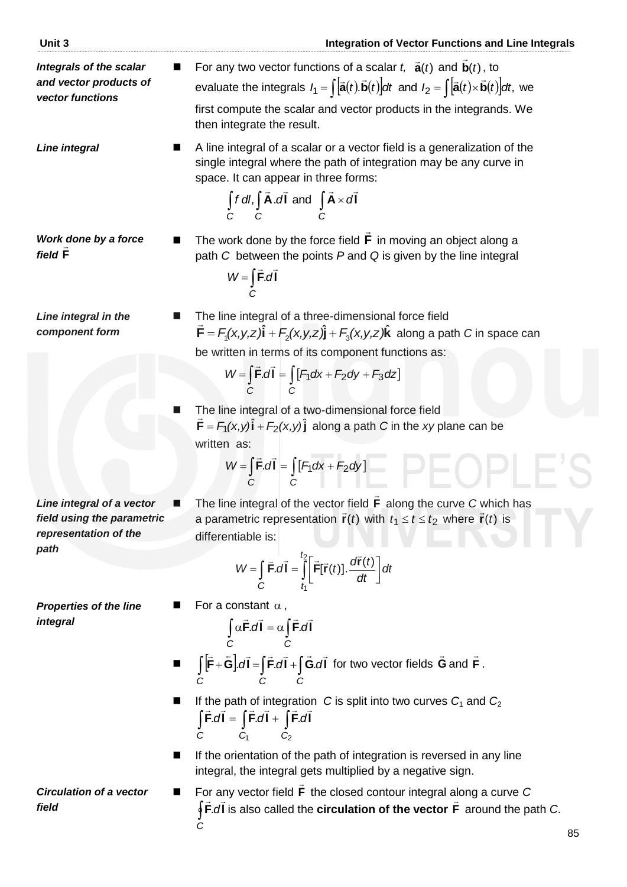***Integrals of the scalar and vector products of vector functions***

- For any two vector functions of a scalar $t$, $\vec{\mathbf{a}}(t)$ and $\vec{\mathbf{b}}(t)$, to evaluate the integrals $I_1 = \int [\vec{\mathbf{a}}(t).\vec{\mathbf{b}}(t)]dt$ and $I_2 = \int [\vec{\mathbf{a}}(t)\times\vec{\mathbf{b}}(t)]dt$, we first compute the scalar and vector products in the integrands. We then integrate the result.

***Line integral***

- A line integral of a scalar or a vector field is a generalization of the single integral where the path of integration may be any curve in space. It can appear in three forms:

$$\int_C f\, dl, \int_C \vec{\mathbf{A}}.d\vec{\mathbf{l}} \text{ and } \int_C \vec{\mathbf{A}}\times d\vec{\mathbf{l}}$$

***Work done by a force field $\vec{\mathbf{F}}$***

- The work done by the force field $\vec{\mathbf{F}}$ in moving an object along a path $C$ between the points $P$ and $Q$ is given by the line integral

$$W = \int_C \vec{\mathbf{F}}.d\vec{\mathbf{l}}$$

***Line integral in the component form***

- The line integral of a three-dimensional force field $\vec{\mathbf{F}} = F_1(x,y,z)\hat{\mathbf{i}} + F_2(x,y,z)\hat{\mathbf{j}} + F_3(x,y,z)\hat{\mathbf{k}}$ along a path $C$ in space can be written in terms of its component functions as:

$$W = \int_C \vec{\mathbf{F}}.d\vec{\mathbf{l}} = \int_C [F_1 dx + F_2 dy + F_3 dz]$$

- The line integral of a two-dimensional force field $\vec{\mathbf{F}} = F_1(x,y)\,\hat{\mathbf{i}} + F_2(x,y)\,\hat{\mathbf{j}}$ along a path $C$ in the $xy$ plane can be written as:

$$W = \int_C \vec{\mathbf{F}}.d\vec{\mathbf{l}} = \int_C [F_1 dx + F_2 dy]$$

***Line integral of a vector field using the parametric representation of the path***

- The line integral of the vector field $\vec{\mathbf{F}}$ along the curve $C$ which has a parametric representation $\vec{\mathbf{r}}(t)$ with $t_1 \le t \le t_2$ where $\vec{\mathbf{r}}(t)$ is differentiable is:

$$W = \int_C \vec{\mathbf{F}}.d\vec{\mathbf{l}} = \int_{t_1}^{t_2} \left[\vec{\mathbf{F}}[\vec{\mathbf{r}}(t)].\frac{d\vec{\mathbf{r}}(t)}{dt}\right]dt$$

***Properties of the line integral***

- For a constant $\alpha$,

$$\int_C \alpha\vec{\mathbf{F}}.d\vec{\mathbf{l}} = \alpha\int_C \vec{\mathbf{F}}.d\vec{\mathbf{l}}$$

- $\int_C [\vec{\mathbf{F}}+\vec{\mathbf{G}}].d\vec{\mathbf{l}} = \int_C \vec{\mathbf{F}}.d\vec{\mathbf{l}} + \int_C \vec{\mathbf{G}}.d\vec{\mathbf{l}}$ for two vector fields $\vec{\mathbf{G}}$ and $\vec{\mathbf{F}}$.

- If the path of integration $C$ is split into two curves $C_1$ and $C_2$

$$\int_C \vec{\mathbf{F}}.d\vec{\mathbf{l}} = \int_{C_1} \vec{\mathbf{F}}.d\vec{\mathbf{l}} + \int_{C_2} \vec{\mathbf{F}}.d\vec{\mathbf{l}}$$

- If the orientation of the path of integration is reversed in any line integral, the integral gets multiplied by a negative sign.

***Circulation of a vector field***

- For any vector field $\vec{\mathbf{F}}$ the closed contour integral along a curve $C$ $\oint_C \vec{\mathbf{F}}.d\vec{\mathbf{l}}$ is also called the **circulation of the vector $\vec{\mathbf{F}}$** around the path $C$.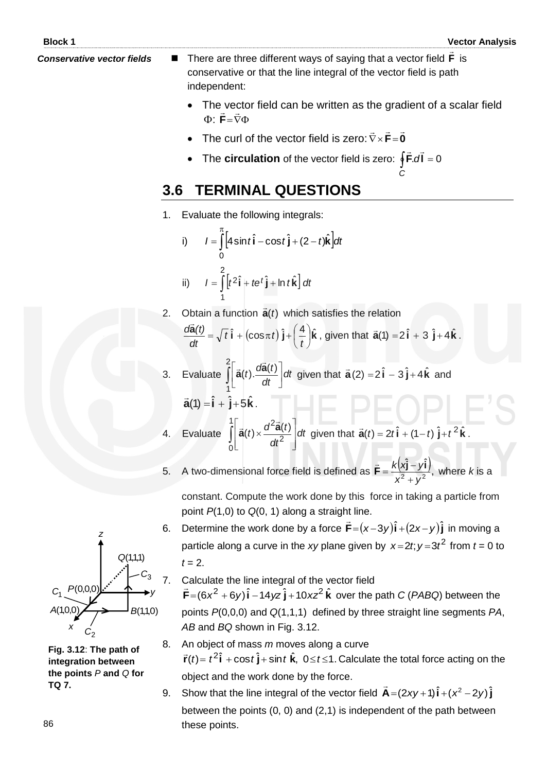*Conservative vector fields*

- There are three different ways of saying that a vector field $\vec{\mathbf{F}}$ is conservative or that the line integral of the vector field is path independent:
  - The vector field can be written as the gradient of a scalar field $\Phi$: $\vec{\mathbf{F}} = \vec{\nabla}\Phi$
  - The curl of the vector field is zero: $\vec{\nabla} \times \vec{\mathbf{F}} = \vec{\mathbf{0}}$
  - The **circulation** of the vector field is zero: $\oint_C \vec{\mathbf{F}}.d\vec{\mathbf{l}} = 0$

## 3.6 TERMINAL QUESTIONS

1. Evaluate the following integrals:

   i) $I = \int_0^{\pi} \left[4\sin t\,\hat{\mathbf{i}} - \cos t\,\hat{\mathbf{j}} + (2-t)\hat{\mathbf{k}}\right] dt$

   ii) $I = \int_1^2 \left[t^2\,\hat{\mathbf{i}} + te^t\,\hat{\mathbf{j}} + \ln t\,\hat{\mathbf{k}}\right] dt$

2. Obtain a function $\vec{\mathbf{a}}(t)$ which satisfies the relation
   $\dfrac{d\vec{\mathbf{a}}(t)}{dt} = \sqrt{t}\,\hat{\mathbf{i}} + (\cos \pi t)\,\hat{\mathbf{j}} + \left(\dfrac{4}{t}\right)\hat{\mathbf{k}}$, given that $\vec{\mathbf{a}}(1) = 2\,\hat{\mathbf{i}} + 3\,\hat{\mathbf{j}} + 4\,\hat{\mathbf{k}}$.

3. Evaluate $\int_1^2 \left[\vec{\mathbf{a}}(t).\dfrac{d\vec{\mathbf{a}}(t)}{dt}\right] dt$ given that $\vec{\mathbf{a}}(2) = 2\,\hat{\mathbf{i}} - 3\,\hat{\mathbf{j}} + 4\,\hat{\mathbf{k}}$ and $\vec{\mathbf{a}}(1) = \hat{\mathbf{i}} + \hat{\mathbf{j}} + 5\,\hat{\mathbf{k}}$.

4. Evaluate $\int_0^1 \left[\vec{\mathbf{a}}(t) \times \dfrac{d^2\vec{\mathbf{a}}(t)}{dt^2}\right] dt$ given that $\vec{\mathbf{a}}(t) = 2t\,\hat{\mathbf{i}} + (1-t)\,\hat{\mathbf{j}} + t^2\,\hat{\mathbf{k}}$.

5. A two-dimensional force field is defined as $\vec{\mathbf{F}} = \dfrac{k(x\hat{\mathbf{j}} - y\hat{\mathbf{i}})}{x^2 + y^2}$, where $k$ is a constant. Compute the work done by this force in taking a particle from point $P(1,0)$ to $Q(0, 1)$ along a straight line.

6. Determine the work done by a force $\vec{\mathbf{F}} = (x - 3y)\,\hat{\mathbf{i}} + (2x - y)\,\hat{\mathbf{j}}$ in moving a particle along a curve in the $xy$ plane given by $x = 2t; y = 3t^2$ from $t = 0$ to $t = 2$.

7. Calculate the line integral of the vector field $\vec{\mathbf{F}} = (6x^2 + 6y)\,\hat{\mathbf{i}} - 14yz\,\hat{\mathbf{j}} + 10xz^2\,\hat{\mathbf{k}}$ over the path $C$ ($PABQ$) between the points $P(0,0,0)$ and $Q(1,1,1)$ defined by three straight line segments $PA$, $AB$ and $BQ$ shown in Fig. 3.12.

**Fig. 3.12**: **The path of integration between the points** $P$ **and** $Q$ **for TQ 7.**

8. An object of mass $m$ moves along a curve $\vec{\mathbf{r}}(t) = t^2\,\hat{\mathbf{i}} + \cos t\,\hat{\mathbf{j}} + \sin t\,\hat{\mathbf{k}},\ 0 \le t \le 1.$ Calculate the total force acting on the object and the work done by the force.

9. Show that the line integral of the vector field $\vec{\mathbf{A}} = (2xy + 1)\,\hat{\mathbf{i}} + (x^2 - 2y)\,\hat{\mathbf{j}}$ between the points (0, 0) and (2,1) is independent of the path between these points.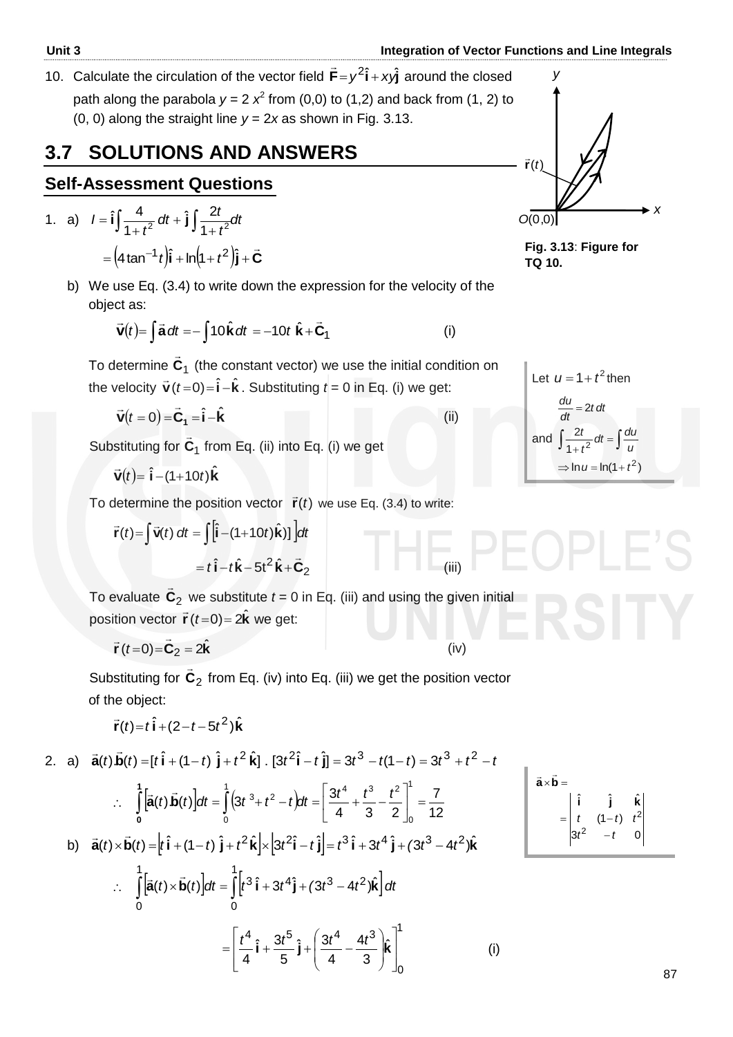10. Calculate the circulation of the vector field $\vec{\mathbf{F}} = y^2\hat{\mathbf{i}} + xy\hat{\mathbf{j}}$ around the closed path along the parabola $y = 2x^2$ from (0,0) to (1,2) and back from (1, 2) to (0, 0) along the straight line $y = 2x$ as shown in Fig. 3.13.

**Fig. 3.13**: **Figure for TQ 10.**

## 3.7 SOLUTIONS AND ANSWERS

### Self-Assessment Questions

1. a) $I = \hat{\mathbf{i}}\int \frac{4}{1+t^2}\,dt + \hat{\mathbf{j}}\int \frac{2t}{1+t^2}dt$

$$= \left(4\tan^{-1}t\right)\hat{\mathbf{i}} + \ln\left(1+t^2\right)\hat{\mathbf{j}} + \vec{\mathbf{C}}$$

Let $u = 1 + t^2$ then

$$\frac{du}{dt} = 2t\,dt$$

and $\int \frac{2t}{1+t^2}dt = \int \frac{du}{u}$

$$\Rightarrow \ln u = \ln(1+t^2)$$

b) We use Eq. (3.4) to write down the expression for the velocity of the object as:

$$\vec{\mathbf{v}}(t) = \int \vec{\mathbf{a}}\,dt = -\int 10\hat{\mathbf{k}}\,dt = -10t\;\hat{\mathbf{k}} + \vec{\mathbf{C}}_1 \qquad \text{(i)}$$

To determine $\vec{\mathbf{C}}_1$ (the constant vector) we use the initial condition on the velocity $\vec{\mathbf{v}}(t=0) = \hat{\mathbf{i}} - \hat{\mathbf{k}}$. Substituting $t = 0$ in Eq. (i) we get:

$$\vec{\mathbf{v}}(t=0) = \vec{\mathbf{C}}_1 = \hat{\mathbf{i}} - \hat{\mathbf{k}} \qquad \text{(ii)}$$

Substituting for $\vec{\mathbf{C}}_1$ from Eq. (ii) into Eq. (i) we get

$$\vec{\mathbf{v}}(t) = \hat{\mathbf{i}} - (1 + 10t)\hat{\mathbf{k}}$$

To determine the position vector $\vec{\mathbf{r}}(t)$ we use Eq. (3.4) to write:

$$\vec{\mathbf{r}}(t) = \int \vec{\mathbf{v}}(t)\,dt = \int \left[\hat{\mathbf{i}} - (1+10t)\hat{\mathbf{k}})\right]dt$$

$$= t\,\hat{\mathbf{i}} - t\,\hat{\mathbf{k}} - 5t^2\,\hat{\mathbf{k}} + \vec{\mathbf{C}}_2 \qquad \text{(iii)}$$

To evaluate $\vec{\mathbf{C}}_2$ we substitute $t = 0$ in Eq. (iii) and using the given initial position vector $\vec{\mathbf{r}}(t=0) = 2\hat{\mathbf{k}}$ we get:

$$\vec{\mathbf{r}}(t=0) = \vec{\mathbf{C}}_2 = 2\hat{\mathbf{k}} \qquad \text{(iv)}$$

Substituting for $\vec{\mathbf{C}}_2$ from Eq. (iv) into Eq. (iii) we get the position vector of the object:

$$\vec{\mathbf{r}}(t) = t\,\hat{\mathbf{i}} + (2 - t - 5t^2)\hat{\mathbf{k}}$$

2. a) $\vec{\mathbf{a}}(t).\vec{\mathbf{b}}(t) = [t\,\hat{\mathbf{i}} + (1-t)\;\hat{\mathbf{j}} + t^2\,\hat{\mathbf{k}}]\;.\;[3t^2\hat{\mathbf{i}} - t\,\hat{\mathbf{j}}] = 3t^3 - t(1-t) = 3t^3 + t^2 - t$

$$\therefore \quad \int_0^1 \left[\vec{\mathbf{a}}(t).\vec{\mathbf{b}}(t)\right]dt = \int_0^1 \left(3t^3 + t^2 - t\right)dt = \left[\frac{3t^4}{4} + \frac{t^3}{3} - \frac{t^2}{2}\right]_0^1 = \frac{7}{12}$$

b) $\vec{\mathbf{a}}(t) \times \vec{\mathbf{b}}(t) = \left[t\,\hat{\mathbf{i}} + (1-t)\;\hat{\mathbf{j}} + t^2\hat{\mathbf{k}}\right] \times \left[3t^2\hat{\mathbf{i}} - t\,\hat{\mathbf{j}}\right] = t^3\,\hat{\mathbf{i}} + 3t^4\,\hat{\mathbf{j}} + (3t^3 - 4t^2)\hat{\mathbf{k}}$

$$\vec{\mathbf{a}} \times \vec{\mathbf{b}} = \begin{vmatrix} \hat{\mathbf{i}} & \hat{\mathbf{j}} & \hat{\mathbf{k}} \\ t & (1-t) & t^2 \\ 3t^2 & -t & 0 \end{vmatrix}$$

$$\therefore \quad \int_0^1 \left[\vec{\mathbf{a}}(t) \times \vec{\mathbf{b}}(t)\right]dt = \int_0^1 \left[t^3\,\hat{\mathbf{i}} + 3t^4\hat{\mathbf{j}} + (3t^3 - 4t^2)\hat{\mathbf{k}}\right]dt$$

$$= \left[\frac{t^4}{4}\,\hat{\mathbf{i}} + \frac{3t^5}{5}\,\hat{\mathbf{j}} + \left(\frac{3t^4}{4} - \frac{4t^3}{3}\right)\hat{\mathbf{k}}\right]_0^1 \qquad \text{(i)}$$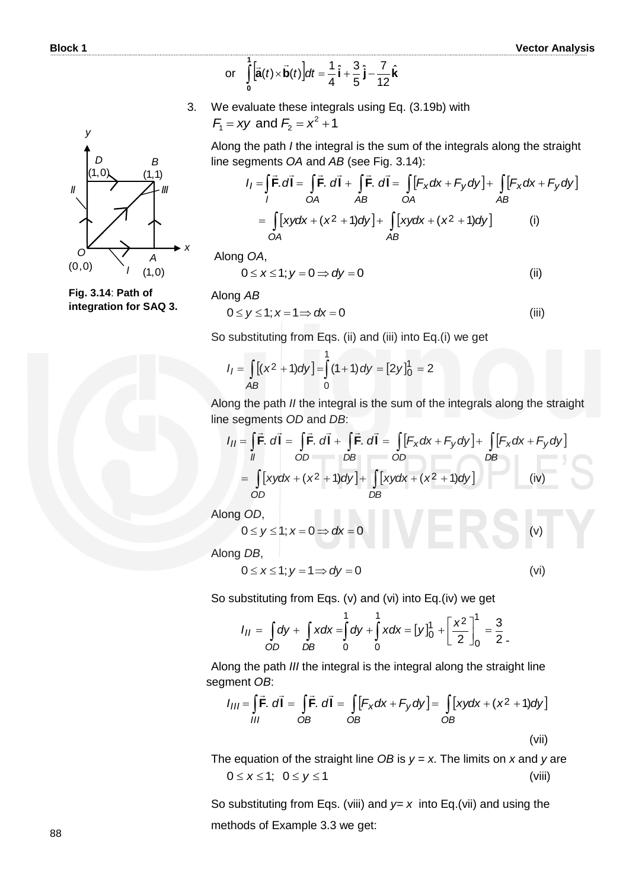or $\int_0^1 \left[\vec{\mathbf{a}}(t) \times \vec{\mathbf{b}}(t)\right] dt = \frac{1}{4}\hat{\mathbf{i}} + \frac{3}{5}\hat{\mathbf{j}} - \frac{7}{12}\hat{\mathbf{k}}$

3. We evaluate these integrals using Eq. (3.19b) with $F_1 = xy$ and $F_2 = x^2 + 1$

Along the path *I* the integral is the sum of the integrals along the straight line segments *OA* and *AB* (see Fig. 3.14):

$$I_I = \int_I \vec{\mathbf{F}}.d\vec{\mathbf{l}} = \int_{OA} \vec{\mathbf{F}}.\,d\vec{\mathbf{l}} + \int_{AB} \vec{\mathbf{F}}.\,d\vec{\mathbf{l}} = \int_{OA} \left[F_x dx + F_y dy\right] + \int_{AB} \left[F_x dx + F_y dy\right]$$

$$= \int_{OA} \left[xydx + (x^2+1)dy\right] + \int_{AB} \left[xydx + (x^2+1)dy\right] \qquad \text{(i)}$$

Fig. 3.14: Path of integration for SAQ 3.

Along *OA*,

$$0 \le x \le 1; y = 0 \Rightarrow dy = 0 \qquad \text{(ii)}$$

Along *AB*

$$0 \le y \le 1; x = 1 \Rightarrow dx = 0 \qquad \text{(iii)}$$

So substituting from Eqs. (ii) and (iii) into Eq.(i) we get

$$I_I = \int_{AB} \left[(x^2+1)dy\right] = \int_0^1 (1+1)\,dy = \left[2y\right]_0^1 = 2$$

Along the path *II* the integral is the sum of the integrals along the straight line segments *OD* and *DB*:

$$I_{II} = \int_{II} \vec{\mathbf{F}}.\,d\vec{\mathbf{l}} = \int_{OD} \vec{\mathbf{F}}.\,d\vec{\mathbf{l}} + \int_{DB} \vec{\mathbf{F}}.\,d\vec{\mathbf{l}} = \int_{OD} \left[F_x dx + F_y dy\right] + \int_{DB} \left[F_x dx + F_y dy\right]$$

$$= \int_{OD} \left[xydx + (x^2+1)dy\right] + \int_{DB} \left[xydx + (x^2+1)dy\right] \qquad \text{(iv)}$$

Along *OD*,

$$0 \le y \le 1; x = 0 \Rightarrow dx = 0 \qquad \text{(v)}$$

Along *DB*,

$$0 \le x \le 1; y = 1 \Rightarrow dy = 0 \qquad \text{(vi)}$$

So substituting from Eqs. (v) and (vi) into Eq.(iv) we get

$$I_{II} = \int_{OD} dy + \int_{DB} xdx = \int_0^1 dy + \int_0^1 xdx = \left[y\right]_0^1 + \left[\frac{x^2}{2}\right]_0^1 = \frac{3}{2}.$$

Along the path *III* the integral is the integral along the straight line segment *OB*:

$$I_{III} = \int_{III} \vec{\mathbf{F}}.\,d\vec{\mathbf{l}} = \int_{OB} \vec{\mathbf{F}}.\,d\vec{\mathbf{l}} = \int_{OB} \left[F_x dx + F_y dy\right] = \int_{OB} \left[xydx + (x^2+1)dy\right]$$

$$\text{(vii)}$$

The equation of the straight line *OB* is $y = x$. The limits on $x$ and $y$ are

$$0 \le x \le 1; \;\; 0 \le y \le 1 \qquad \text{(viii)}$$

So substituting from Eqs. (viii) and $y = x$ into Eq.(vii) and using the methods of Example 3.3 we get: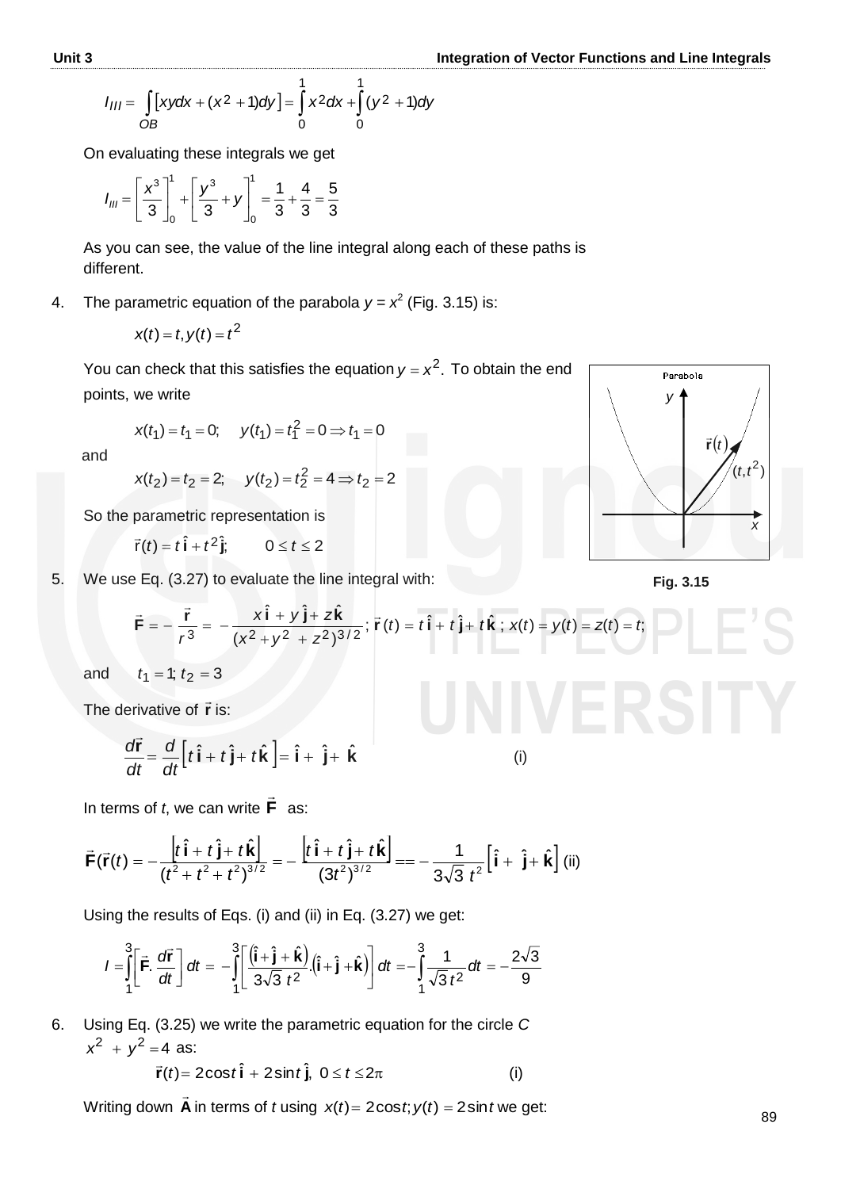$$I_{III} = \int_{OB} \left[xy dx + (x^2 + 1)dy\right] = \int_0^1 x^2 dx + \int_0^1 (y^2 + 1)dy$$

On evaluating these integrals we get

$$I_{III} = \left[\frac{x^3}{3}\right]_0^1 + \left[\frac{y^3}{3} + y\right]_0^1 = \frac{1}{3} + \frac{4}{3} = \frac{5}{3}$$

As you can see, the value of the line integral along each of these paths is different.

4. The parametric equation of the parabola $y = x^2$ (Fig. 3.15) is:

$$x(t) = t, y(t) = t^2$$

You can check that this satisfies the equation $y = x^2$. To obtain the end points, we write

$$x(t_1) = t_1 = 0; \quad y(t_1) = t_1^2 = 0 \Rightarrow t_1 = 0$$

and

$$x(t_2) = t_2 = 2; \quad y(t_2) = t_2^2 = 4 \Rightarrow t_2 = 2$$

So the parametric representation is

$$\vec{r}(t) = t\,\hat{\mathbf{i}} + t^2\hat{\mathbf{j}}; \qquad 0 \le t \le 2$$

Fig. 3.15

5. We use Eq. (3.27) to evaluate the line integral with:

$$\vec{\mathbf{F}} = -\frac{\vec{\mathbf{r}}}{r^3} = -\frac{x\,\hat{\mathbf{i}} + y\,\hat{\mathbf{j}} + z\,\hat{\mathbf{k}}}{(x^2 + y^2 + z^2)^{3/2}};\ \vec{r}(t) = t\,\hat{\mathbf{i}} + t\,\hat{\mathbf{j}} + t\,\hat{\mathbf{k}};\ x(t) = y(t) = z(t) = t;$$

and $\quad t_1 = 1; t_2 = 3$

The derivative of $\vec{\mathbf{r}}$ is:

$$\frac{d\vec{\mathbf{r}}}{dt} = \frac{d}{dt}\left[t\,\hat{\mathbf{i}} + t\,\hat{\mathbf{j}} + t\,\hat{\mathbf{k}}\right] = \hat{\mathbf{i}} + \hat{\mathbf{j}} + \hat{\mathbf{k}} \qquad \text{(i)}$$

In terms of $t$, we can write $\vec{\mathbf{F}}$ as:

$$\vec{\mathbf{F}}(\vec{\mathbf{r}}(t) = -\frac{\left[t\,\hat{\mathbf{i}} + t\,\hat{\mathbf{j}} + t\,\hat{\mathbf{k}}\right]}{(t^2 + t^2 + t^2)^{3/2}} = -\frac{\left[t\,\hat{\mathbf{i}} + t\,\hat{\mathbf{j}} + t\,\hat{\mathbf{k}}\right]}{(3t^2)^{3/2}} == -\frac{1}{3\sqrt{3}\,t^2}\left[\hat{\mathbf{i}} + \hat{\mathbf{j}} + \hat{\mathbf{k}}\right] \qquad \text{(ii)}$$

Using the results of Eqs. (i) and (ii) in Eq. (3.27) we get:

$$I = \int_1^3 \left[\vec{\mathbf{F}}.\frac{d\vec{\mathbf{r}}}{dt}\right] dt = -\int_1^3 \left[\frac{\left(\hat{\mathbf{i}} + \hat{\mathbf{j}} + \hat{\mathbf{k}}\right)}{3\sqrt{3}\,t^2}.\left(\hat{\mathbf{i}} + \hat{\mathbf{j}} + \hat{\mathbf{k}}\right)\right] dt = -\int_1^3 \frac{1}{\sqrt{3}\,t^2} dt = -\frac{2\sqrt{3}}{9}$$

6. Using Eq. (3.25) we write the parametric equation for the circle $C$ $x^2 + y^2 = 4$ as:

$$\vec{\mathbf{r}}(t) = 2\cos t\,\hat{\mathbf{i}} + 2\sin t\,\hat{\mathbf{j}},\ 0 \le t \le 2\pi \qquad \text{(i)}$$

Writing down $\vec{\mathbf{A}}$ in terms of $t$ using $x(t) = 2\cos t; y(t) = 2\sin t$ we get: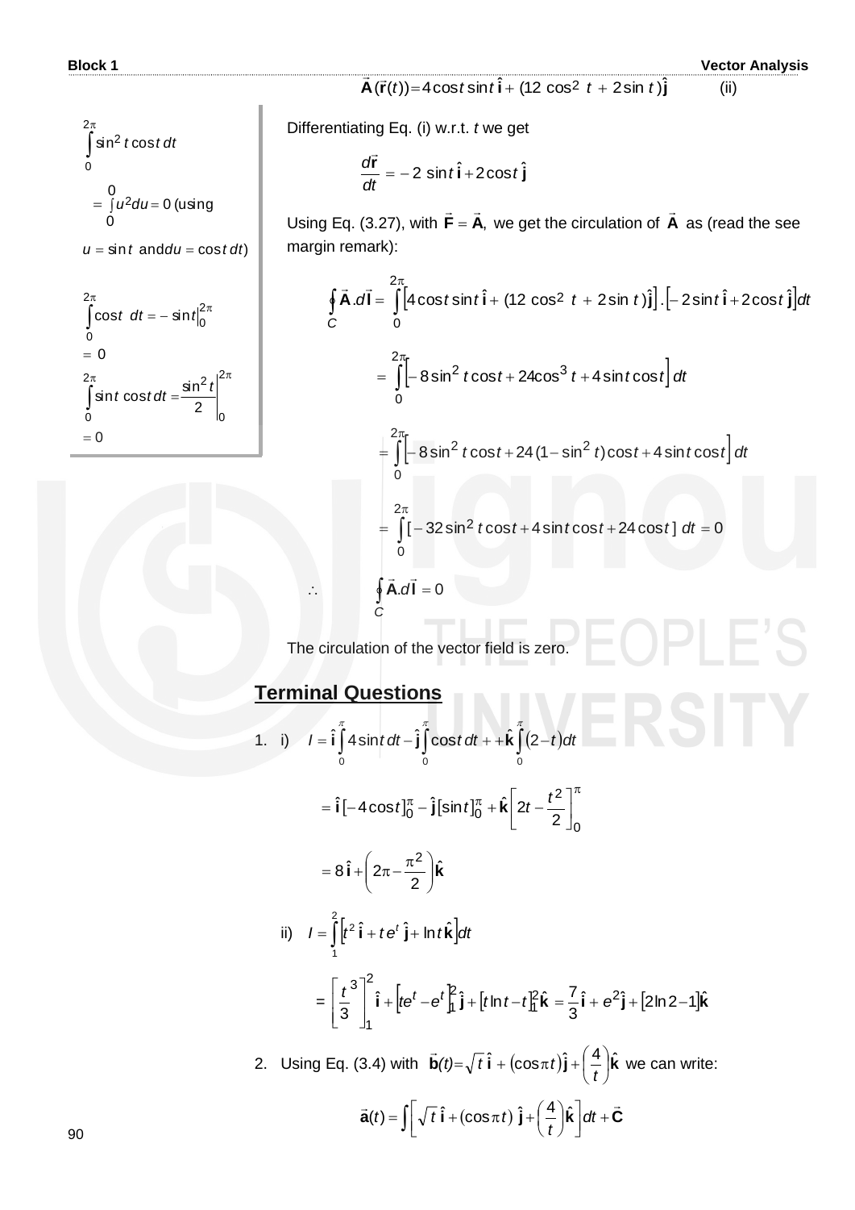$$\vec{\mathbf{A}}(\vec{\mathbf{r}}(t)) = 4\cos t \sin t\,\hat{\mathbf{i}} + (12\cos^2 t + 2\sin t)\hat{\mathbf{j}} \qquad \text{(ii)}$$

Differentiating Eq. (i) w.r.t. $t$ we get

$$\frac{d\vec{\mathbf{r}}}{dt} = -2\sin t\,\hat{\mathbf{i}} + 2\cos t\,\hat{\mathbf{j}}$$

Using Eq. (3.27), with $\vec{\mathbf{F}} = \vec{\mathbf{A}}$, we get the circulation of $\vec{\mathbf{A}}$ as (read the see margin remark):

$$\oint_C \vec{\mathbf{A}}.d\vec{\mathbf{l}} = \int_0^{2\pi} \left[4\cos t \sin t\,\hat{\mathbf{i}} + (12\cos^2 t + 2\sin t)\hat{\mathbf{j}}\right].\left[-2\sin t\,\hat{\mathbf{i}} + 2\cos t\,\hat{\mathbf{j}}\right]dt$$

$$= \int_0^{2\pi} \left[-8\sin^2 t\cos t + 24\cos^3 t + 4\sin t\cos t\right]dt$$

$$= \int_0^{2\pi} \left[-8\sin^2 t\cos t + 24(1-\sin^2 t)\cos t + 4\sin t\cos t\right]dt$$

$$= \int_0^{2\pi} [-32\sin^2 t\cos t + 4\sin t\cos t + 24\cos t]\,dt = 0$$

$$\therefore \qquad \oint_C \vec{\mathbf{A}}.d\vec{\mathbf{l}} = 0$$

The circulation of the vector field is zero.

> $$\int_0^{2\pi} \sin^2 t\cos t\,dt = \int_0^0 u^2 du = 0$$ (using $u = \sin t$ and $du = \cos t\,dt$)
>
> $$\int_0^{2\pi} \cos t\;dt = -\sin t\Big|_0^{2\pi} = 0$$
>
> $$\int_0^{2\pi} \sin t\cos t\,dt = \frac{\sin^2 t}{2}\Bigg|_0^{2\pi} = 0$$

## Terminal Questions

1. i) $$I = \hat{\mathbf{i}}\int_0^{\pi} 4\sin t\,dt - \hat{\mathbf{j}}\int_0^{\pi}\cos t\,dt + \hat{\mathbf{k}}\int_0^{\pi}(2-t)dt$$

$$= \hat{\mathbf{i}}[-4\cos t]_0^{\pi} - \hat{\mathbf{j}}[\sin t]_0^{\pi} + \hat{\mathbf{k}}\left[2t - \frac{t^2}{2}\right]_0^{\pi}$$

$$= 8\,\hat{\mathbf{i}} + \left(2\pi - \frac{\pi^2}{2}\right)\hat{\mathbf{k}}$$

   ii) $$I = \int_1^2 \left[t^2\,\hat{\mathbf{i}} + t e^t\,\hat{\mathbf{j}} + \ln t\,\hat{\mathbf{k}}\right]dt$$

$$= \left[\frac{t^3}{3}\right]_1^2 \hat{\mathbf{i}} + \left[te^t - e^t\right]_1^2 \hat{\mathbf{j}} + \left[t\ln t - t\right]_1^2 \hat{\mathbf{k}} = \frac{7}{3}\hat{\mathbf{i}} + e^2\hat{\mathbf{j}} + [2\ln 2 - 1]\hat{\mathbf{k}}$$

2. Using Eq. (3.4) with $\vec{\mathbf{b}}(t) = \sqrt{t}\,\hat{\mathbf{i}} + (\cos\pi t)\hat{\mathbf{j}} + \left(\frac{4}{t}\right)\hat{\mathbf{k}}$ we can write:

$$\vec{\mathbf{a}}(t) = \int\left[\sqrt{t}\,\hat{\mathbf{i}} + (\cos\pi t)\,\hat{\mathbf{j}} + \left(\frac{4}{t}\right)\hat{\mathbf{k}}\right]dt + \vec{\mathbf{C}}$$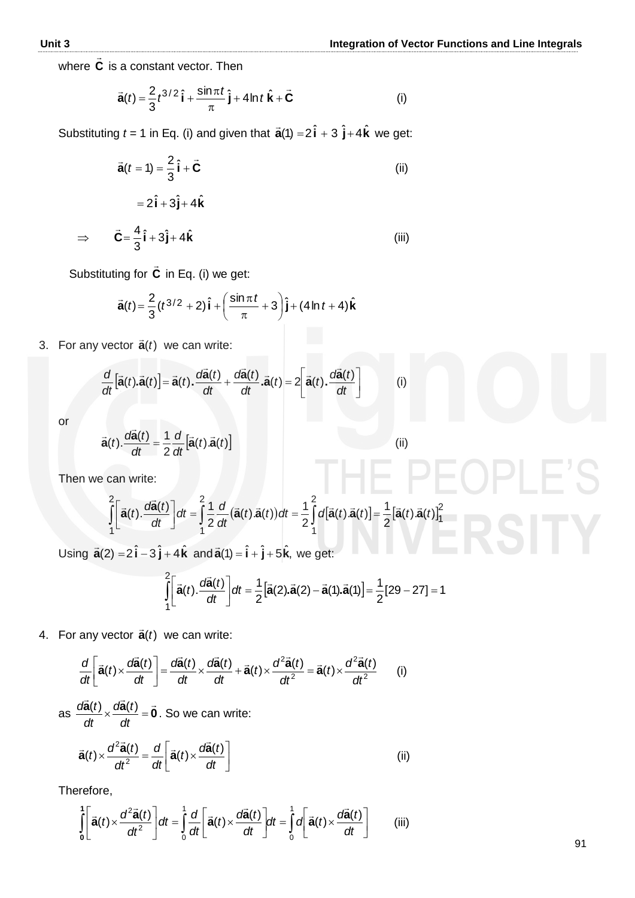where $\vec{\mathbf{C}}$ is a constant vector. Then

$$\vec{\mathbf{a}}(t) = \frac{2}{3}t^{3/2}\,\hat{\mathbf{i}} + \frac{\sin \pi t}{\pi}\,\hat{\mathbf{j}} + 4\ln t\;\hat{\mathbf{k}} + \vec{\mathbf{C}} \qquad \text{(i)}$$

Substituting $t$ = 1 in Eq. (i) and given that $\vec{\mathbf{a}}(1) = 2\,\hat{\mathbf{i}} + 3\,\hat{\mathbf{j}} + 4\hat{\mathbf{k}}$ we get:

$$\vec{\mathbf{a}}(t=1) = \frac{2}{3}\,\hat{\mathbf{i}} + \vec{\mathbf{C}} \qquad \text{(ii)}$$

$$= 2\,\hat{\mathbf{i}} + 3\hat{\mathbf{j}} + 4\hat{\mathbf{k}}$$

$$\Rightarrow \qquad \vec{\mathbf{C}} = \frac{4}{3}\hat{\mathbf{i}} + 3\hat{\mathbf{j}} + 4\hat{\mathbf{k}} \qquad \text{(iii)}$$

Substituting for $\vec{\mathbf{C}}$ in Eq. (i) we get:

$$\vec{\mathbf{a}}(t) = \frac{2}{3}(t^{3/2} + 2)\,\hat{\mathbf{i}} + \left(\frac{\sin \pi t}{\pi} + 3\right)\hat{\mathbf{j}} + (4\ln t + 4)\,\hat{\mathbf{k}}$$

3. For any vector $\vec{\mathbf{a}}(t)$ we can write:

$$\frac{d}{dt}\left[\vec{\mathbf{a}}(t).\vec{\mathbf{a}}(t)\right] = \vec{\mathbf{a}}(t).\frac{d\vec{\mathbf{a}}(t)}{dt} + \frac{d\vec{\mathbf{a}}(t)}{dt}.\vec{\mathbf{a}}(t) = 2\left[\vec{\mathbf{a}}(t).\frac{d\vec{\mathbf{a}}(t)}{dt}\right] \qquad \text{(i)}$$

or

$$\vec{\mathbf{a}}(t).\frac{d\vec{\mathbf{a}}(t)}{dt} = \frac{1}{2}\frac{d}{dt}\left[\vec{\mathbf{a}}(t).\vec{\mathbf{a}}(t)\right] \qquad \text{(ii)}$$

Then we can write:

$$\int_1^2 \left[\vec{\mathbf{a}}(t).\frac{d\vec{\mathbf{a}}(t)}{dt}\right]dt = \int_1^2 \frac{1}{2}\frac{d}{dt}(\vec{\mathbf{a}}(t).\vec{\mathbf{a}}(t))\,dt = \frac{1}{2}\int_1^2 d\left[\vec{\mathbf{a}}(t).\vec{\mathbf{a}}(t)\right] = \frac{1}{2}\left[\vec{\mathbf{a}}(t).\vec{\mathbf{a}}(t)\right]_1^2$$

Using $\vec{\mathbf{a}}(2) = 2\,\hat{\mathbf{i}} - 3\,\hat{\mathbf{j}} + 4\hat{\mathbf{k}}$ and $\vec{\mathbf{a}}(1) = \hat{\mathbf{i}} + \hat{\mathbf{j}} + 5\hat{\mathbf{k}}$, we get:

$$\int_1^2 \left[\vec{\mathbf{a}}(t).\frac{d\vec{\mathbf{a}}(t)}{dt}\right]dt = \frac{1}{2}\left[\vec{\mathbf{a}}(2).\vec{\mathbf{a}}(2) - \vec{\mathbf{a}}(1).\vec{\mathbf{a}}(1)\right] = \frac{1}{2}[29 - 27] = 1$$

4. For any vector $\vec{\mathbf{a}}(t)$ we can write:

$$\frac{d}{dt}\left[\vec{\mathbf{a}}(t) \times \frac{d\vec{\mathbf{a}}(t)}{dt}\right] = \frac{d\vec{\mathbf{a}}(t)}{dt} \times \frac{d\vec{\mathbf{a}}(t)}{dt} + \vec{\mathbf{a}}(t) \times \frac{d^2\vec{\mathbf{a}}(t)}{dt^2} = \vec{\mathbf{a}}(t) \times \frac{d^2\vec{\mathbf{a}}(t)}{dt^2} \qquad \text{(i)}$$

as $\dfrac{d\vec{\mathbf{a}}(t)}{dt} \times \dfrac{d\vec{\mathbf{a}}(t)}{dt} = \vec{\mathbf{0}}$. So we can write:

$$\vec{\mathbf{a}}(t) \times \frac{d^2\vec{\mathbf{a}}(t)}{dt^2} = \frac{d}{dt}\left[\vec{\mathbf{a}}(t) \times \frac{d\vec{\mathbf{a}}(t)}{dt}\right] \qquad \text{(ii)}$$

Therefore,

$$\int_0^1 \left[\vec{\mathbf{a}}(t) \times \frac{d^2\vec{\mathbf{a}}(t)}{dt^2}\right]dt = \int_0^1 \frac{d}{dt}\left[\vec{\mathbf{a}}(t) \times \frac{d\vec{\mathbf{a}}(t)}{dt}\right]dt = \int_0^1 d\left[\vec{\mathbf{a}}(t) \times \frac{d\vec{\mathbf{a}}(t)}{dt}\right] \qquad \text{(iii)}$$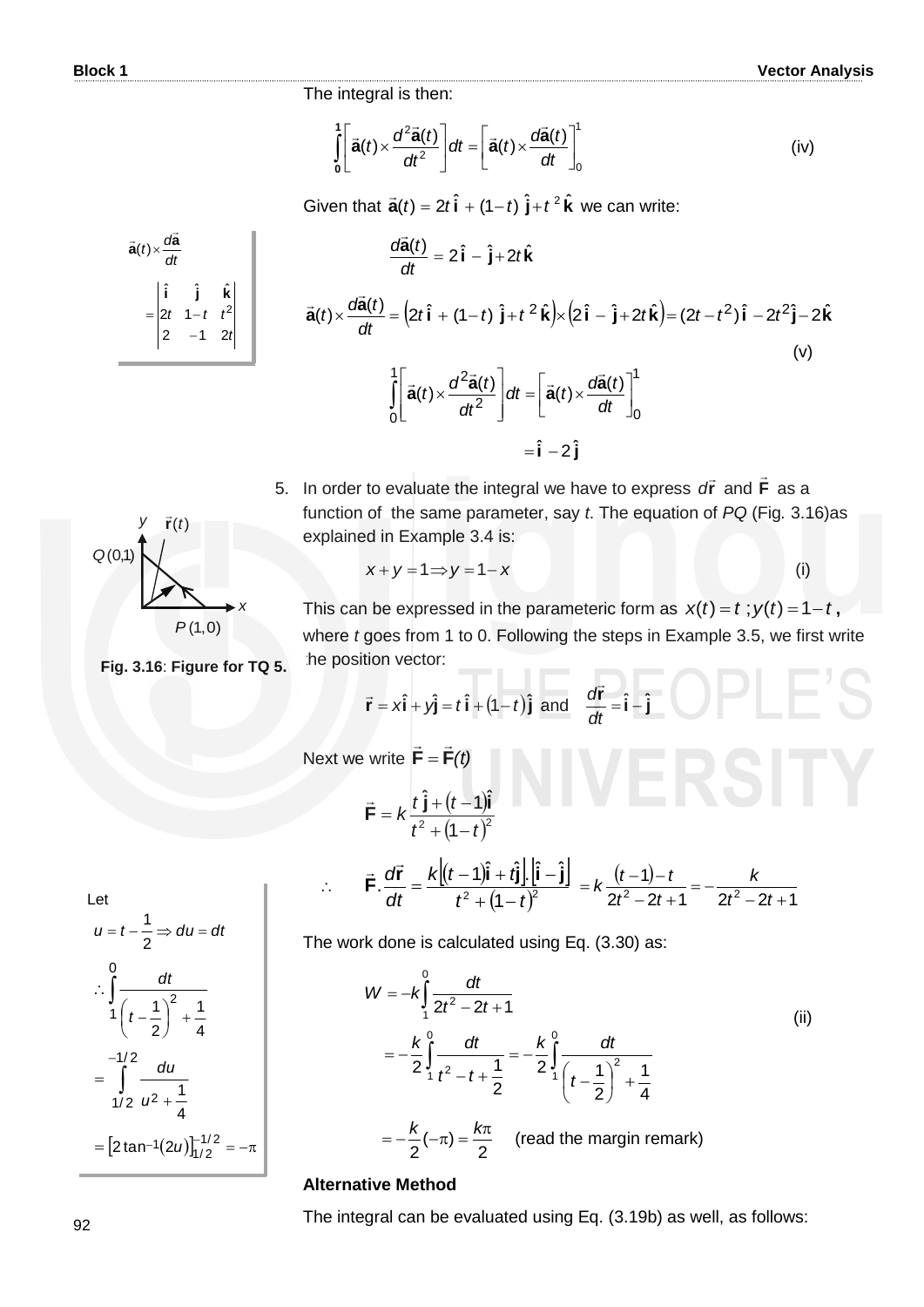The integral is then:

$$\int_0^1 \left[\vec{\mathbf{a}}(t)\times\frac{d^2\vec{\mathbf{a}}(t)}{dt^2}\right]dt = \left[\vec{\mathbf{a}}(t)\times\frac{d\vec{\mathbf{a}}(t)}{dt}\right]_0^1 \qquad \text{(iv)}$$

Given that $\vec{\mathbf{a}}(t) = 2t\,\hat{\mathbf{i}} + (1-t)\,\hat{\mathbf{j}} + t^2\,\hat{\mathbf{k}}$ we can write:

$$\vec{\mathbf{a}}(t)\times\frac{d\vec{\mathbf{a}}}{dt} = \begin{vmatrix} \hat{\mathbf{i}} & \hat{\mathbf{j}} & \hat{\mathbf{k}} \\ 2t & 1-t & t^2 \\ 2 & -1 & 2t \end{vmatrix}$$

$$\frac{d\vec{\mathbf{a}}(t)}{dt} = 2\,\hat{\mathbf{i}} - \hat{\mathbf{j}} + 2t\,\hat{\mathbf{k}}$$

$$\vec{\mathbf{a}}(t)\times\frac{d\vec{\mathbf{a}}(t)}{dt} = \left(2t\,\hat{\mathbf{i}} + (1-t)\,\hat{\mathbf{j}} + t^2\,\hat{\mathbf{k}}\right)\times\left(2\,\hat{\mathbf{i}} - \hat{\mathbf{j}} + 2t\,\hat{\mathbf{k}}\right) = (2t - t^2)\,\hat{\mathbf{i}} - 2t^2\hat{\mathbf{j}} - 2\hat{\mathbf{k}}$$

(v)

$$\int_0^1 \left[\vec{\mathbf{a}}(t)\times\frac{d^2\vec{\mathbf{a}}(t)}{dt^2}\right]dt = \left[\vec{\mathbf{a}}(t)\times\frac{d\vec{\mathbf{a}}(t)}{dt}\right]_0^1$$

$$= \hat{\mathbf{i}} - 2\,\hat{\mathbf{j}}$$

5. In order to evaluate the integral we have to express $d\vec{\mathbf{r}}$ and $\vec{\mathbf{F}}$ as a function of the same parameter, say *t*. The equation of *PQ* (Fig. 3.16)as explained in Example 3.4 is:

$$x + y = 1 \Rightarrow y = 1 - x \qquad \text{(i)}$$

This can be expressed in the parameteric form as $x(t) = t\,;\, y(t) = 1 - t$, where *t* goes from 1 to 0. Following the steps in Example 3.5, we first write the position vector:

**Fig. 3.16**: **Figure for TQ 5.**

$$\vec{\mathbf{r}} = x\hat{\mathbf{i}} + y\hat{\mathbf{j}} = t\,\hat{\mathbf{i}} + (1-t)\,\hat{\mathbf{j}} \text{ and } \frac{d\vec{\mathbf{r}}}{dt} = \hat{\mathbf{i}} - \hat{\mathbf{j}}$$

Next we write $\vec{\mathbf{F}} = \vec{\mathbf{F}}(t)$

$$\vec{\mathbf{F}} = k\,\frac{t\,\hat{\mathbf{j}} + (t-1)\hat{\mathbf{i}}}{t^2 + (1-t)^2}$$

$$\therefore \quad \vec{\mathbf{F}}.\frac{d\vec{\mathbf{r}}}{dt} = \frac{k\left[(t-1)\hat{\mathbf{i}} + t\hat{\mathbf{j}}\right].\left[\hat{\mathbf{i}} - \hat{\mathbf{j}}\right]}{t^2 + (1-t)^2} = k\,\frac{(t-1) - t}{2t^2 - 2t + 1} = -\frac{k}{2t^2 - 2t + 1}$$

The work done is calculated using Eq. (3.30) as:

$$W = -k\int_1^0 \frac{dt}{2t^2 - 2t + 1}$$

$$= -\frac{k}{2}\int_1^0 \frac{dt}{t^2 - t + \frac{1}{2}} = -\frac{k}{2}\int_1^0 \frac{dt}{\left(t - \frac{1}{2}\right)^2 + \frac{1}{4}} \qquad \text{(ii)}$$

$$= -\frac{k}{2}(-\pi) = \frac{k\pi}{2} \quad \text{(read the margin remark)}$$

Let

$$u = t - \frac{1}{2} \Rightarrow du = dt$$

$$\therefore \int_1^0 \frac{dt}{\left(t - \frac{1}{2}\right)^2 + \frac{1}{4}}$$

$$= \int_{1/2}^{-1/2} \frac{du}{u^2 + \frac{1}{4}}$$

$$= \left[2\tan^{-1}(2u)\right]_{1/2}^{-1/2} = -\pi$$

**Alternative Method**

The integral can be evaluated using Eq. (3.19b) as well, as follows: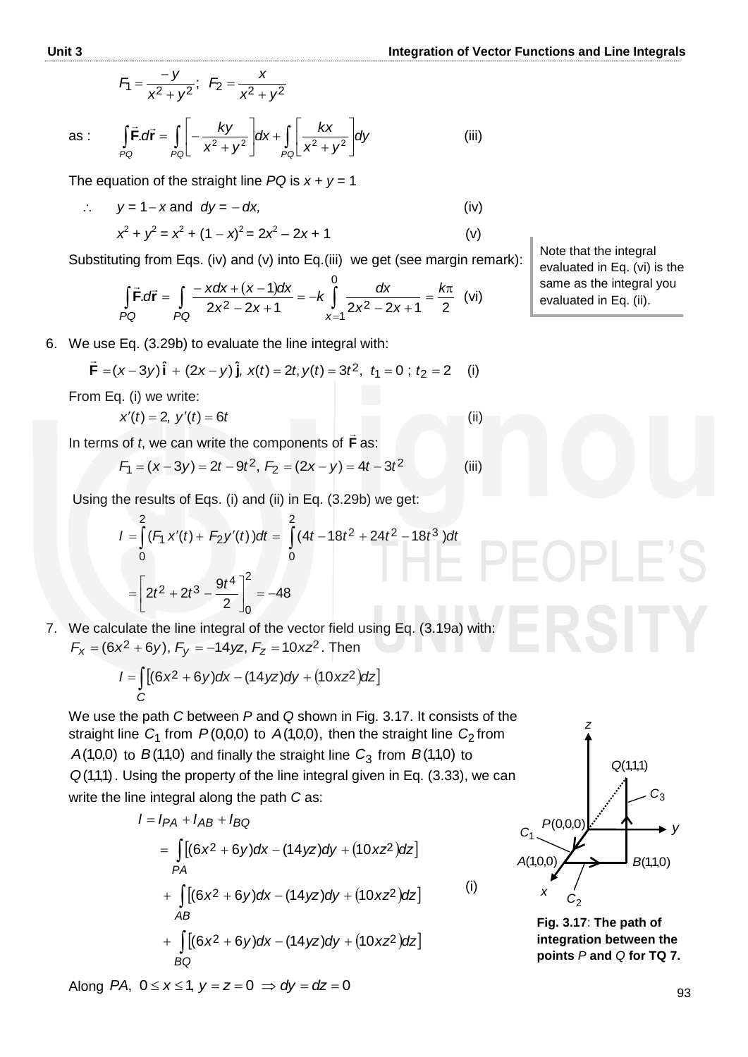$$F_1 = \frac{-y}{x^2+y^2}; \quad F_2 = \frac{x}{x^2+y^2}$$

as :
$$\int_{PQ} \vec{\mathbf{F}}.d\vec{\mathbf{r}} = \int_{PQ} \left[ -\frac{ky}{x^2+y^2} \right] dx + \int_{PQ} \left[ \frac{kx}{x^2+y^2} \right] dy \qquad \text{(iii)}$$

The equation of the straight line *PQ* is $x + y = 1$

$$\therefore \quad y = 1 - x \text{ and } dy = -dx, \qquad \text{(iv)}$$

$$x^2 + y^2 = x^2 + (1-x)^2 = 2x^2 - 2x + 1 \qquad \text{(v)}$$

Substituting from Eqs. (iv) and (v) into Eq.(iii) we get (see margin remark):

$$\int_{PQ} \vec{\mathbf{F}}.d\vec{\mathbf{r}} = \int_{PQ} \frac{-xdx + (x-1)dx}{2x^2 - 2x + 1} = -k \int_{x=1}^{0} \frac{dx}{2x^2 - 2x + 1} = \frac{k\pi}{2} \qquad \text{(vi)}$$

Note that the integral evaluated in Eq. (vi) is the same as the integral you evaluated in Eq. (ii).

6. We use Eq. (3.29b) to evaluate the line integral with:

$$\vec{\mathbf{F}} = (x - 3y)\,\hat{\mathbf{i}} + (2x - y)\,\hat{\mathbf{j}},\ x(t) = 2t, y(t) = 3t^2,\ t_1 = 0 \ ; \ t_2 = 2 \qquad \text{(i)}$$

From Eq. (i) we write:

$$x'(t) = 2,\ y'(t) = 6t \qquad \text{(ii)}$$

In terms of *t*, we can write the components of $\vec{\mathbf{F}}$ as:

$$F_1 = (x - 3y) = 2t - 9t^2,\ F_2 = (2x - y) = 4t - 3t^2 \qquad \text{(iii)}$$

Using the results of Eqs. (i) and (ii) in Eq. (3.29b) we get:

$$I = \int_0^2 (F_1 x'(t) + F_2 y'(t))dt = \int_0^2 (4t - 18t^2 + 24t^2 - 18t^3)dt$$

$$= \left[ 2t^2 + 2t^3 - \frac{9t^4}{2} \right]_0^2 = -48$$

7. We calculate the line integral of the vector field using Eq. (3.19a) with: $F_x = (6x^2 + 6y),\ F_y = -14yz,\ F_z = 10xz^2$. Then

$$I = \int_C \left[ (6x^2 + 6y)dx - (14yz)dy + \left(10xz^2\right)dz \right]$$

We use the path *C* between *P* and *Q* shown in Fig. 3.17. It consists of the straight line $C_1$ from $P(0,0,0)$ to $A(1,0,0)$, then the straight line $C_2$ from $A(1,0,0)$ to $B(1,1,0)$ and finally the straight line $C_3$ from $B(1,1,0)$ to $Q(1,1,1)$. Using the property of the line integral given in Eq. (3.33), we can write the line integral along the path *C* as:

$$I = I_{PA} + I_{AB} + I_{BQ}$$

$$= \int_{PA} \left[ (6x^2 + 6y)dx - (14yz)dy + \left(10xz^2\right)dz \right]$$

$$+ \int_{AB} \left[ (6x^2 + 6y)dx - (14yz)dy + \left(10xz^2\right)dz \right] \qquad \text{(i)}$$

$$+ \int_{BQ} \left[ (6x^2 + 6y)dx - (14yz)dy + \left(10xz^2\right)dz \right]$$

**Fig. 3.17**: **The path of integration between the points** *P* **and** *Q* **for TQ 7.**

Along $PA,\ 0 \le x \le 1,\ y = z = 0 \ \Rightarrow dy = dz = 0$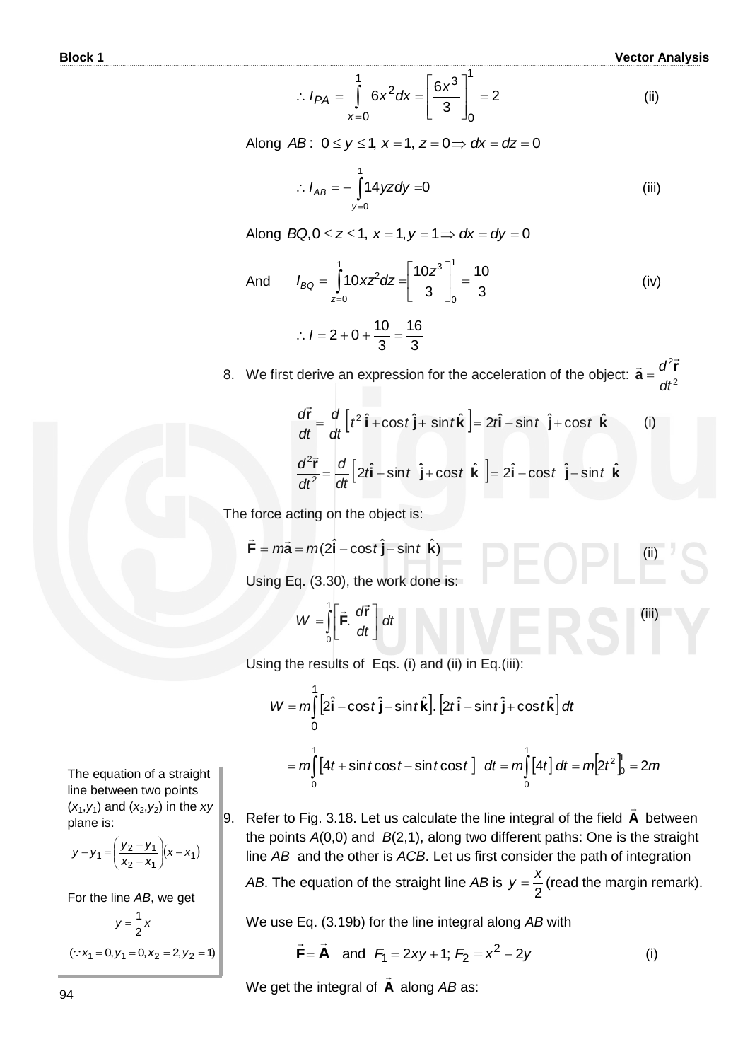$$\therefore I_{PA} = \int_{x=0}^{1} 6x^2 dx = \left[\frac{6x^3}{3}\right]_0^1 = 2 \quad \text{(ii)}$$

Along $AB$: $0 \le y \le 1$, $x = 1$, $z = 0 \Rightarrow dx = dz = 0$

$$\therefore I_{AB} = -\int_{y=0}^{1} 14yz\,dy = 0 \quad \text{(iii)}$$

Along $BQ, 0 \le z \le 1$, $x = 1, y = 1 \Rightarrow dx = dy = 0$

And $$I_{BQ} = \int_{z=0}^{1} 10xz^2 dz = \left[\frac{10z^3}{3}\right]_0^1 = \frac{10}{3} \quad \text{(iv)}$$

$$\therefore I = 2 + 0 + \frac{10}{3} = \frac{16}{3}$$

8. We first derive an expression for the acceleration of the object: $\vec{\mathbf{a}} = \dfrac{d^2\vec{\mathbf{r}}}{dt^2}$

$$\frac{d\vec{\mathbf{r}}}{dt} = \frac{d}{dt}\left[t^2\,\hat{\mathbf{i}} + \cos t\,\hat{\mathbf{j}} + \sin t\,\hat{\mathbf{k}}\right] = 2t\hat{\mathbf{i}} - \sin t\;\hat{\mathbf{j}} + \cos t\;\hat{\mathbf{k}} \quad \text{(i)}$$

$$\frac{d^2\vec{\mathbf{r}}}{dt^2} = \frac{d}{dt}\left[2t\hat{\mathbf{i}} - \sin t\;\hat{\mathbf{j}} + \cos t\;\hat{\mathbf{k}}\right] = 2\hat{\mathbf{i}} - \cos t\;\hat{\mathbf{j}} - \sin t\;\hat{\mathbf{k}}$$

The force acting on the object is:

$$\vec{\mathbf{F}} = m\vec{\mathbf{a}} = m(2\hat{\mathbf{i}} - \cos t\,\hat{\mathbf{j}} - \sin t\;\hat{\mathbf{k}}) \quad \text{(ii)}$$

Using Eq. (3.30), the work done is:

$$W = \int_0^1 \left[\vec{\mathbf{F}}.\frac{d\vec{\mathbf{r}}}{dt}\right] dt \quad \text{(iii)}$$

Using the results of Eqs. (i) and (ii) in Eq.(iii):

$$W = m\int_0^1 \left[2\hat{\mathbf{i}} - \cos t\,\hat{\mathbf{j}} - \sin t\,\hat{\mathbf{k}}\right].\left[2t\,\hat{\mathbf{i}} - \sin t\,\hat{\mathbf{j}} + \cos t\,\hat{\mathbf{k}}\right] dt$$

$$= m\int_0^1 \left[4t + \sin t\cos t - \sin t\cos t\right]\; dt = m\int_0^1 \left[4t\right] dt = m\left[2t^2\right]_0^1 = 2m$$

9. Refer to Fig. 3.18. Let us calculate the line integral of the field $\vec{\mathbf{A}}$ between the points $A(0,0)$ and $B(2,1)$, along two different paths: One is the straight line $AB$ and the other is $ACB$. Let us first consider the path of integration $AB$. The equation of the straight line $AB$ is $y = \dfrac{x}{2}$ (read the margin remark).

We use Eq. (3.19b) for the line integral along $AB$ with

$$\vec{\mathbf{F}} = \vec{\mathbf{A}} \quad \text{and} \quad F_1 = 2xy + 1;\; F_2 = x^2 - 2y \quad \text{(i)}$$

We get the integral of $\vec{\mathbf{A}}$ along $AB$ as:

> The equation of a straight line between two points $(x_1,y_1)$ and $(x_2,y_2)$ in the $xy$ plane is:
>
> $$y - y_1 = \left(\frac{y_2 - y_1}{x_2 - x_1}\right)(x - x_1)$$
>
> For the line $AB$, we get
>
> $$y = \frac{1}{2}x$$
>
> $$(\because x_1 = 0, y_1 = 0, x_2 = 2, y_2 = 1)$$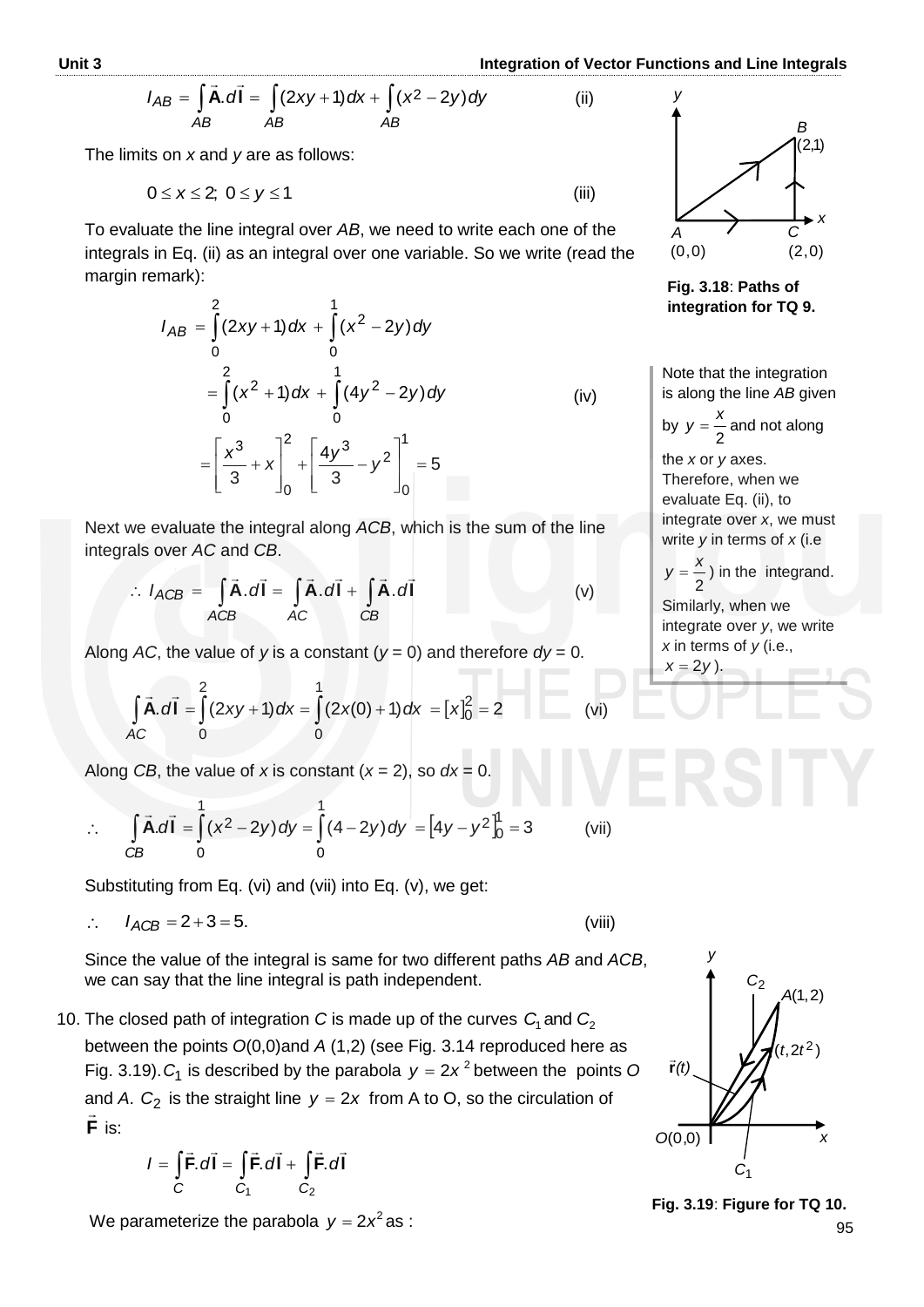$$I_{AB} = \int_{AB} \vec{\mathbf{A}}.d\vec{\mathbf{l}} = \int_{AB} (2xy+1)dx + \int_{AB} (x^2 - 2y)dy \qquad \text{(ii)}$$

The limits on $x$ and $y$ are as follows:

$$0 \le x \le 2; \; 0 \le y \le 1 \qquad \text{(iii)}$$

To evaluate the line integral over $AB$, we need to write each one of the integrals in Eq. (ii) as an integral over one variable. So we write (read the margin remark):

$$I_{AB} = \int_0^2 (2xy+1)dx + \int_0^1 (x^2 - 2y)dy$$

$$= \int_0^2 (x^2+1)dx + \int_0^1 (4y^2 - 2y)dy \qquad \text{(iv)}$$

$$= \left[\frac{x^3}{3} + x\right]_0^2 + \left[\frac{4y^3}{3} - y^2\right]_0^1 = 5$$

Fig. 3.18: **Paths of integration for TQ 9.**

Note that the integration is along the line $AB$ given by $y = \dfrac{x}{2}$ and not along the $x$ or $y$ axes. Therefore, when we evaluate Eq. (ii), to integrate over $x$, we must write $y$ in terms of $x$ (i.e $y = \dfrac{x}{2}$) in the integrand. Similarly, when we integrate over $y$, we write $x$ in terms of $y$ (i.e., $x = 2y$).

Next we evaluate the integral along $ACB$, which is the sum of the line integrals over $AC$ and $CB$.

$$\therefore \; I_{ACB} = \int_{ACB} \vec{\mathbf{A}}.d\vec{\mathbf{l}} = \int_{AC} \vec{\mathbf{A}}.d\vec{\mathbf{l}} + \int_{CB} \vec{\mathbf{A}}.d\vec{\mathbf{l}} \qquad \text{(v)}$$

Along $AC$, the value of $y$ is a constant ($y = 0$) and therefore $dy = 0$.

$$\int_{AC} \vec{\mathbf{A}}.d\vec{\mathbf{l}} = \int_0^2 (2xy+1)dx = \int_0^1 (2x(0)+1)dx = [x]_0^2 = 2 \qquad \text{(vi)}$$

Along $CB$, the value of $x$ is constant ($x = 2$), so $dx = 0$.

$$\therefore \quad \int_{CB} \vec{\mathbf{A}}.d\vec{\mathbf{l}} = \int_0^1 (x^2 - 2y)dy = \int_0^1 (4-2y)dy = \left[4y - y^2\right]_0^1 = 3 \qquad \text{(vii)}$$

Substituting from Eq. (vi) and (vii) into Eq. (v), we get:

$$\therefore \quad I_{ACB} = 2 + 3 = 5. \qquad \text{(viii)}$$

Since the value of the integral is same for two different paths $AB$ and $ACB$, we can say that the line integral is path independent.

10. The closed path of integration $C$ is made up of the curves $C_1$ and $C_2$ between the points $O(0,0)$ and $A$ (1,2) (see Fig. 3.14 reproduced here as Fig. 3.19). $C_1$ is described by the parabola $y = 2x^2$ between the points $O$ and $A$. $C_2$ is the straight line $y = 2x$ from A to O, so the circulation of $\vec{\mathbf{F}}$ is:

$$I = \int_C \vec{\mathbf{F}}.d\vec{\mathbf{l}} = \int_{C_1} \vec{\mathbf{F}}.d\vec{\mathbf{l}} + \int_{C_2} \vec{\mathbf{F}}.d\vec{\mathbf{l}}$$

We parameterize the parabola $y = 2x^2$ as :

Fig. 3.19: **Figure for TQ 10.**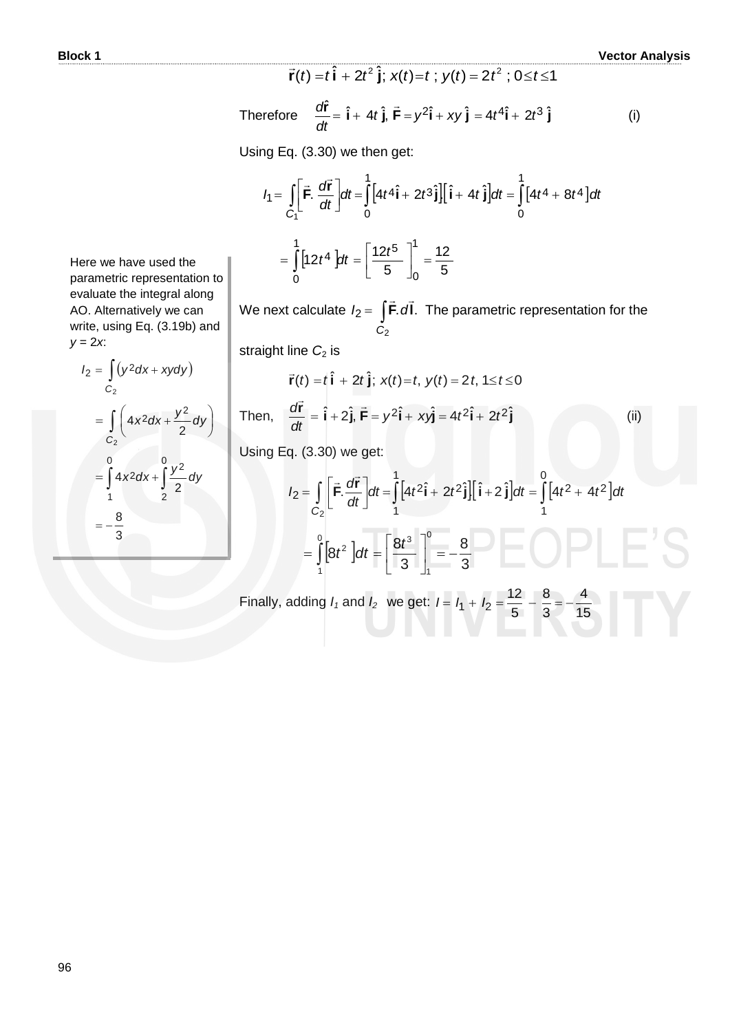$$\vec{\mathbf{r}}(t) = t\,\hat{\mathbf{i}} + 2t^2\,\hat{\mathbf{j}};\; x(t) = t\;;\; y(t) = 2t^2\;;\; 0 \le t \le 1$$

Therefore $\quad \dfrac{d\hat{\mathbf{r}}}{dt} = \hat{\mathbf{i}} + 4t\,\hat{\mathbf{j}},\; \vec{\mathbf{F}} = y^2\hat{\mathbf{i}} + xy\,\hat{\mathbf{j}} = 4t^4\hat{\mathbf{i}} + 2t^3\,\hat{\mathbf{j}}$ $\quad$ (i)

Using Eq. (3.30) we then get:

$$I_1 = \int_{C_1}\left[\vec{\mathbf{F}}.\frac{d\vec{\mathbf{r}}}{dt}\right]dt = \int_0^1\left[4t^4\hat{\mathbf{i}} + 2t^3\hat{\mathbf{j}}\right].\left[\hat{\mathbf{i}} + 4t\,\hat{\mathbf{j}}\right]dt = \int_0^1\left[4t^4 + 8t^4\right]dt$$

$$= \int_0^1\left[12t^4\right]dt = \left[\frac{12t^5}{5}\right]_0^1 = \frac{12}{5}$$

Here we have used the parametric representation to evaluate the integral along AO. Alternatively we can write, using Eq. (3.19b) and $y = 2x$:

$$I_2 = \int_{C_2}\left(y^2dx + xydy\right)$$

$$= \int_{C_2}\left(4x^2dx + \frac{y^2}{2}dy\right)$$

$$= \int_1^0 4x^2dx + \int_2^0\frac{y^2}{2}dy$$

$$= -\frac{8}{3}$$

We next calculate $I_2 = \displaystyle\int_{C_2}\vec{\mathbf{F}}.d\vec{\mathbf{l}}$. The parametric representation for the straight line $C_2$ is

$$\vec{\mathbf{r}}(t) = t\,\hat{\mathbf{i}} + 2t\,\hat{\mathbf{j}};\; x(t) = t,\; y(t) = 2t,\; 1 \le t \le 0$$

Then, $\quad \dfrac{d\vec{\mathbf{r}}}{dt} = \hat{\mathbf{i}} + 2\hat{\mathbf{j}},\; \vec{\mathbf{F}} = y^2\hat{\mathbf{i}} + xy\hat{\mathbf{j}} = 4t^2\hat{\mathbf{i}} + 2t^2\hat{\mathbf{j}}$ $\quad$ (ii)

Using Eq. (3.30) we get:

$$I_2 = \int_{C_2}\left[\vec{\mathbf{F}}.\frac{d\vec{\mathbf{r}}}{dt}\right]dt = \int_1^1\left[4t^2\hat{\mathbf{i}} + 2t^2\hat{\mathbf{j}}\right].\left[\hat{\mathbf{i}} + 2\,\hat{\mathbf{j}}\right]dt = \int_1^0\left[4t^2 + 4t^2\right]dt$$

$$= \int_1^0\left[8t^2\right]dt = \left[\frac{8t^3}{3}\right]_1^0 = -\frac{8}{3}$$

Finally, adding $I_1$ and $I_2$ we get: $I = I_1 + I_2 = \dfrac{12}{5} - \dfrac{8}{3} = -\dfrac{4}{15}$